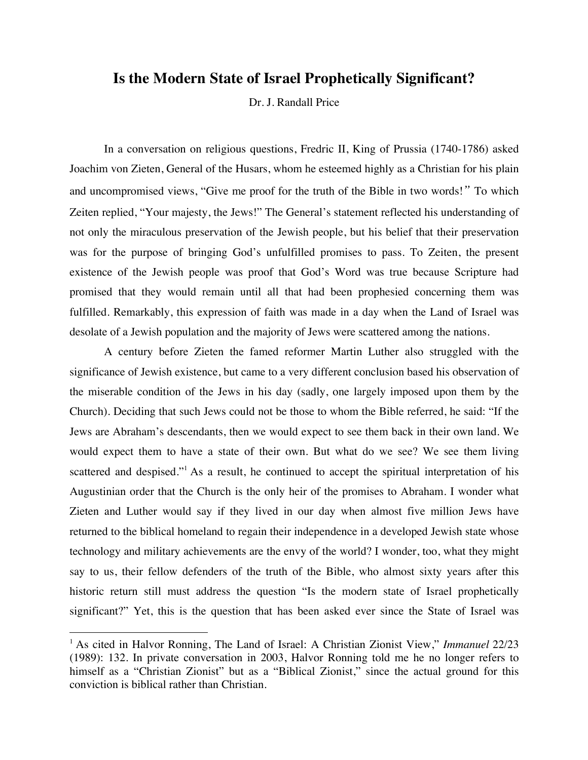# Is the Modern State of Israel Prophetically Significant?

Dr. J. Randall Price

In a conversation on religious questions, Fredric II, King of Prussia (1740-1786) asked Joachim von Zieten, General of the Husars, whom he esteemed highly as a Christian for his plain and uncompromised views, "Give me proof for the truth of the Bible in two words!" To which Zeiten replied, "Your majesty, the Jews!" The General's statement reflected his understanding of not only the miraculous preservation of the Jewish people, but his belief that their preservation was for the purpose of bringing God's unfulfilled promises to pass. To Zeiten, the present existence of the Jewish people was proof that God's Word was true because Scripture had promised that they would remain until all that had been prophesied concerning them was fulfilled. Remarkably, this expression of faith was made in a day when the Land of Israel was desolate of a Jewish population and the majority of Jews were scattered among the nations.

A century before Zieten the famed reformer Martin Luther also struggled with the significance of Jewish existence, but came to a very different conclusion based his observation of the miserable condition of the Jews in his day (sadly, one largely imposed upon them by the Church). Deciding that such Jews could not be those to whom the Bible referred, he said: "If the Jews are Abraham's descendants, then we would expect to see them back in their own land. We would expect them to have a state of their own. But what do we see? We see them living scattered and despised."[1] As a result, he continued to accept the spiritual interpretation of his Augustinian order that the Church is the only heir of the promises to Abraham. I wonder what Zieten and Luther would say if they lived in our day when almost five million Jews have returned to the biblical homeland to regain their independence in a developed Jewish state whose technology and military achievements are the envy of the world? I wonder, too, what they might say to us, their fellow defenders of the truth of the Bible, who almost sixty years after this historic return still must address the question "Is the modern state of Israel prophetically significant?" Yet, this is the question that has been asked ever since the State of Israel was

---

[1] As cited in Halvor Ronning, The Land of Israel: A Christian Zionist View," *Immanuel* 22/23 (1989): 132. In private conversation in 2003, Halvor Ronning told me he no longer refers to himself as a "Christian Zionist" but as a "Biblical Zionist," since the actual ground for this conviction is biblical rather than Christian.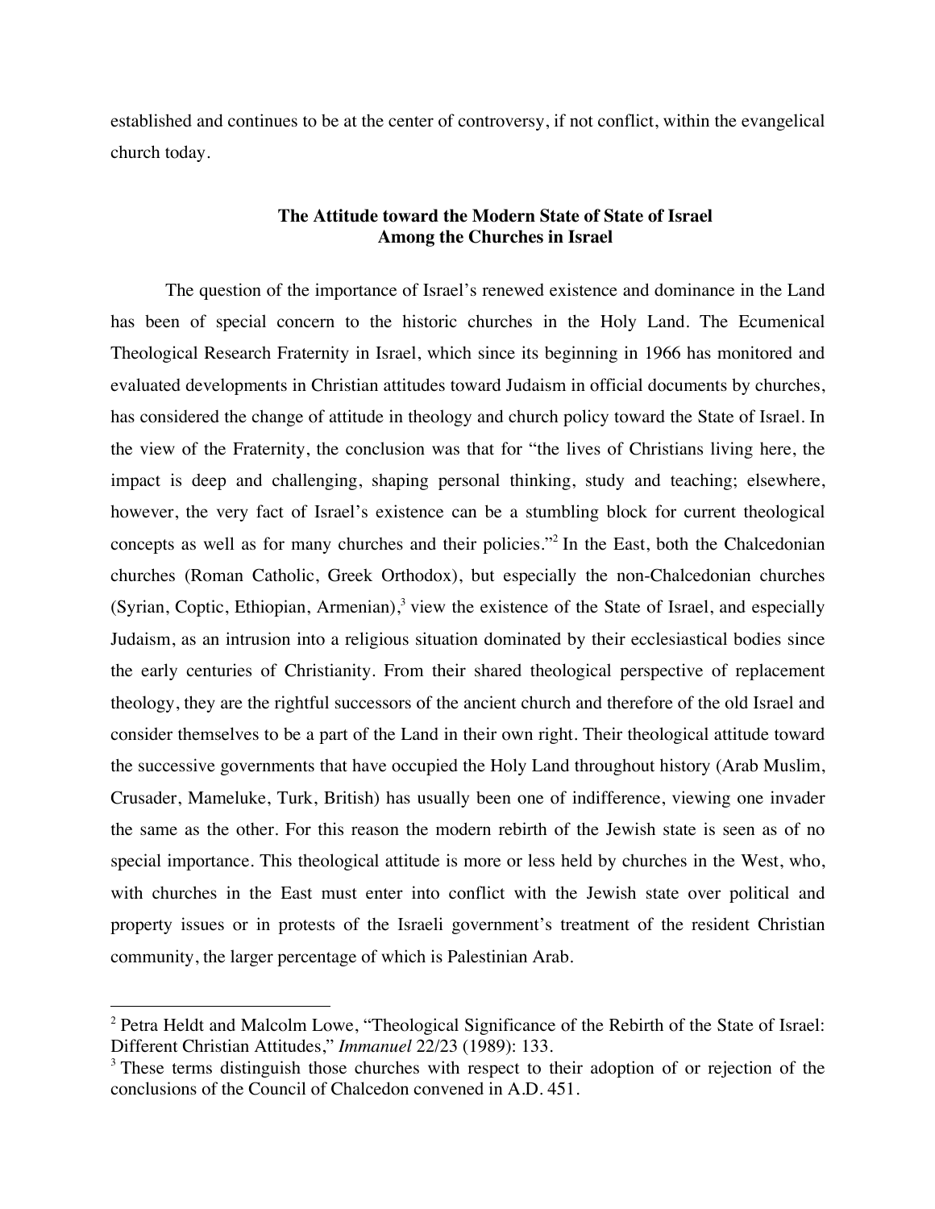established and continues to be at the center of controversy, if not conflict, within the evangelical church today.

## The Attitude toward the Modern State of State of Israel Among the Churches in Israel

The question of the importance of Israel's renewed existence and dominance in the Land has been of special concern to the historic churches in the Holy Land. The Ecumenical Theological Research Fraternity in Israel, which since its beginning in 1966 has monitored and evaluated developments in Christian attitudes toward Judaism in official documents by churches, has considered the change of attitude in theology and church policy toward the State of Israel. In the view of the Fraternity, the conclusion was that for "the lives of Christians living here, the impact is deep and challenging, shaping personal thinking, study and teaching; elsewhere, however, the very fact of Israel's existence can be a stumbling block for current theological concepts as well as for many churches and their policies."[2] In the East, both the Chalcedonian churches (Roman Catholic, Greek Orthodox), but especially the non-Chalcedonian churches (Syrian, Coptic, Ethiopian, Armenian),[3] view the existence of the State of Israel, and especially Judaism, as an intrusion into a religious situation dominated by their ecclesiastical bodies since the early centuries of Christianity. From their shared theological perspective of replacement theology, they are the rightful successors of the ancient church and therefore of the old Israel and consider themselves to be a part of the Land in their own right. Their theological attitude toward the successive governments that have occupied the Holy Land throughout history (Arab Muslim, Crusader, Mameluke, Turk, British) has usually been one of indifference, viewing one invader the same as the other. For this reason the modern rebirth of the Jewish state is seen as of no special importance. This theological attitude is more or less held by churches in the West, who, with churches in the East must enter into conflict with the Jewish state over political and property issues or in protests of the Israeli government's treatment of the resident Christian community, the larger percentage of which is Palestinian Arab.

---

[2] Petra Heldt and Malcolm Lowe, "Theological Significance of the Rebirth of the State of Israel: Different Christian Attitudes," *Immanuel* 22/23 (1989): 133.

[3] These terms distinguish those churches with respect to their adoption of or rejection of the conclusions of the Council of Chalcedon convened in A.D. 451.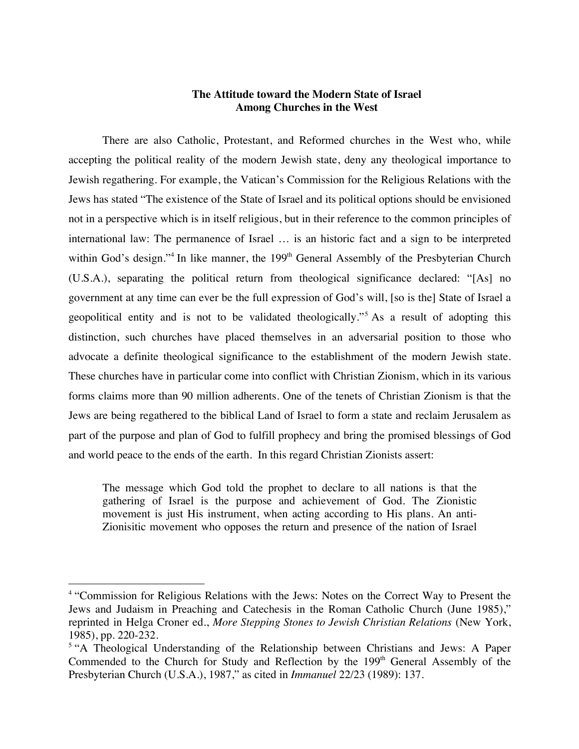## The Attitude toward the Modern State of Israel Among Churches in the West

There are also Catholic, Protestant, and Reformed churches in the West who, while accepting the political reality of the modern Jewish state, deny any theological importance to Jewish regathering. For example, the Vatican's Commission for the Religious Relations with the Jews has stated "The existence of the State of Israel and its political options should be envisioned not in a perspective which is in itself religious, but in their reference to the common principles of international law: The permanence of Israel … is an historic fact and a sign to be interpreted within God's design."[4] In like manner, the 199th General Assembly of the Presbyterian Church (U.S.A.), separating the political return from theological significance declared: "[As] no government at any time can ever be the full expression of God's will, [so is the] State of Israel a geopolitical entity and is not to be validated theologically."[5] As a result of adopting this distinction, such churches have placed themselves in an adversarial position to those who advocate a definite theological significance to the establishment of the modern Jewish state. These churches have in particular come into conflict with Christian Zionism, which in its various forms claims more than 90 million adherents. One of the tenets of Christian Zionism is that the Jews are being regathered to the biblical Land of Israel to form a state and reclaim Jerusalem as part of the purpose and plan of God to fulfill prophecy and bring the promised blessings of God and world peace to the ends of the earth. In this regard Christian Zionists assert:

> The message which God told the prophet to declare to all nations is that the gathering of Israel is the purpose and achievement of God. The Zionistic movement is just His instrument, when acting according to His plans. An anti-Zionisitic movement who opposes the return and presence of the nation of Israel

---

[4] "Commission for Religious Relations with the Jews: Notes on the Correct Way to Present the Jews and Judaism in Preaching and Catechesis in the Roman Catholic Church (June 1985)," reprinted in Helga Croner ed., *More Stepping Stones to Jewish Christian Relations* (New York, 1985), pp. 220-232.

[5] "A Theological Understanding of the Relationship between Christians and Jews: A Paper Commended to the Church for Study and Reflection by the 199th General Assembly of the Presbyterian Church (U.S.A.), 1987," as cited in *Immanuel* 22/23 (1989): 137.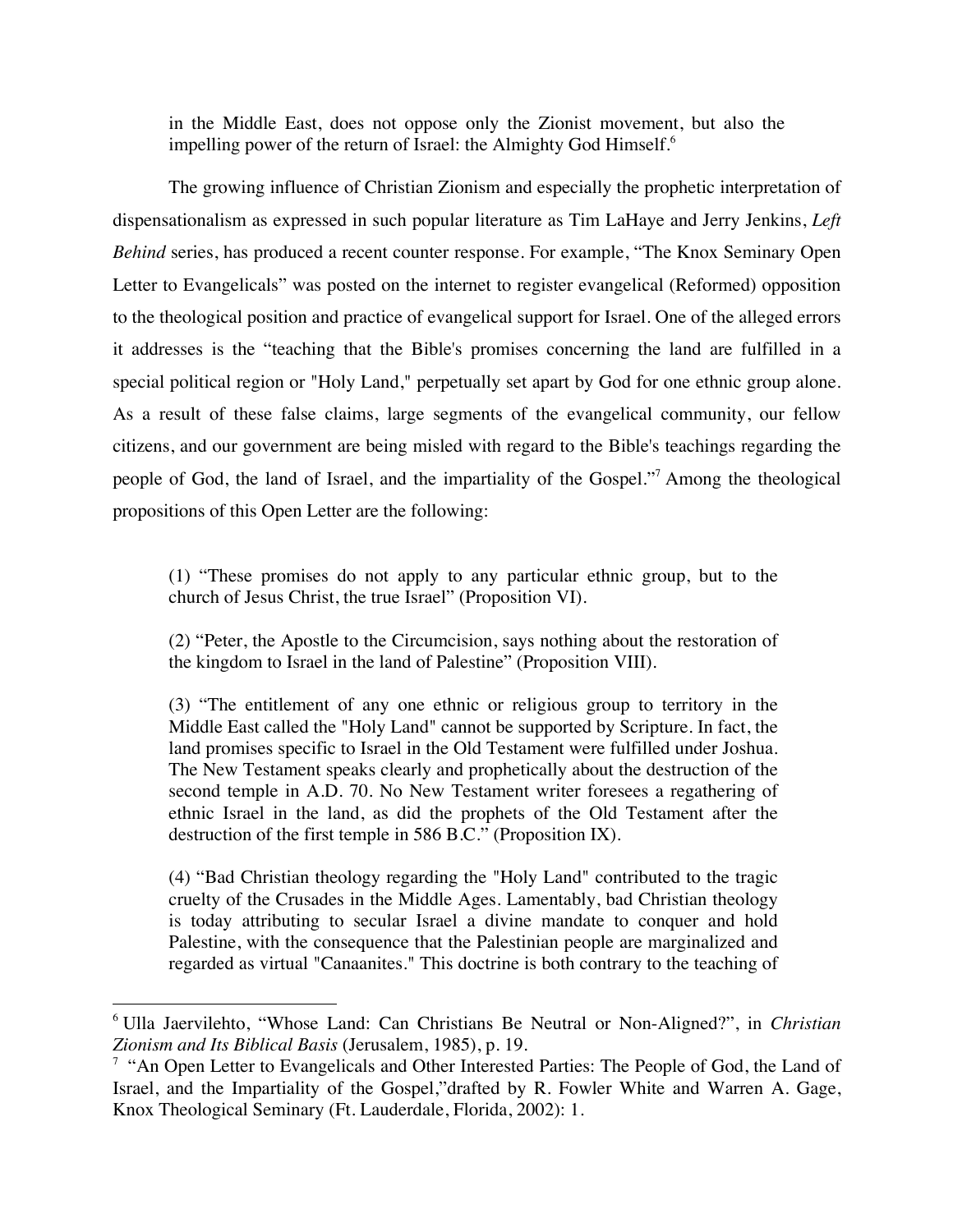> in the Middle East, does not oppose only the Zionist movement, but also the impelling power of the return of Israel: the Almighty God Himself.[6]

The growing influence of Christian Zionism and especially the prophetic interpretation of dispensationalism as expressed in such popular literature as Tim LaHaye and Jerry Jenkins, *Left Behind* series, has produced a recent counter response. For example, "The Knox Seminary Open Letter to Evangelicals" was posted on the internet to register evangelical (Reformed) opposition to the theological position and practice of evangelical support for Israel. One of the alleged errors it addresses is the "teaching that the Bible's promises concerning the land are fulfilled in a special political region or "Holy Land," perpetually set apart by God for one ethnic group alone. As a result of these false claims, large segments of the evangelical community, our fellow citizens, and our government are being misled with regard to the Bible's teachings regarding the people of God, the land of Israel, and the impartiality of the Gospel."[7] Among the theological propositions of this Open Letter are the following:

> (1) "These promises do not apply to any particular ethnic group, but to the church of Jesus Christ, the true Israel" (Proposition VI).
>
> (2) "Peter, the Apostle to the Circumcision, says nothing about the restoration of the kingdom to Israel in the land of Palestine" (Proposition VIII).
>
> (3) "The entitlement of any one ethnic or religious group to territory in the Middle East called the "Holy Land" cannot be supported by Scripture. In fact, the land promises specific to Israel in the Old Testament were fulfilled under Joshua. The New Testament speaks clearly and prophetically about the destruction of the second temple in A.D. 70. No New Testament writer foresees a regathering of ethnic Israel in the land, as did the prophets of the Old Testament after the destruction of the first temple in 586 B.C." (Proposition IX).
>
> (4) "Bad Christian theology regarding the "Holy Land" contributed to the tragic cruelty of the Crusades in the Middle Ages. Lamentably, bad Christian theology is today attributing to secular Israel a divine mandate to conquer and hold Palestine, with the consequence that the Palestinian people are marginalized and regarded as virtual "Canaanites." This doctrine is both contrary to the teaching of

---

[6] Ulla Jaervilehto, "Whose Land: Can Christians Be Neutral or Non-Aligned?", in *Christian Zionism and Its Biblical Basis* (Jerusalem, 1985), p. 19.

[7] "An Open Letter to Evangelicals and Other Interested Parties: The People of God, the Land of Israel, and the Impartiality of the Gospel," drafted by R. Fowler White and Warren A. Gage, Knox Theological Seminary (Ft. Lauderdale, Florida, 2002): 1.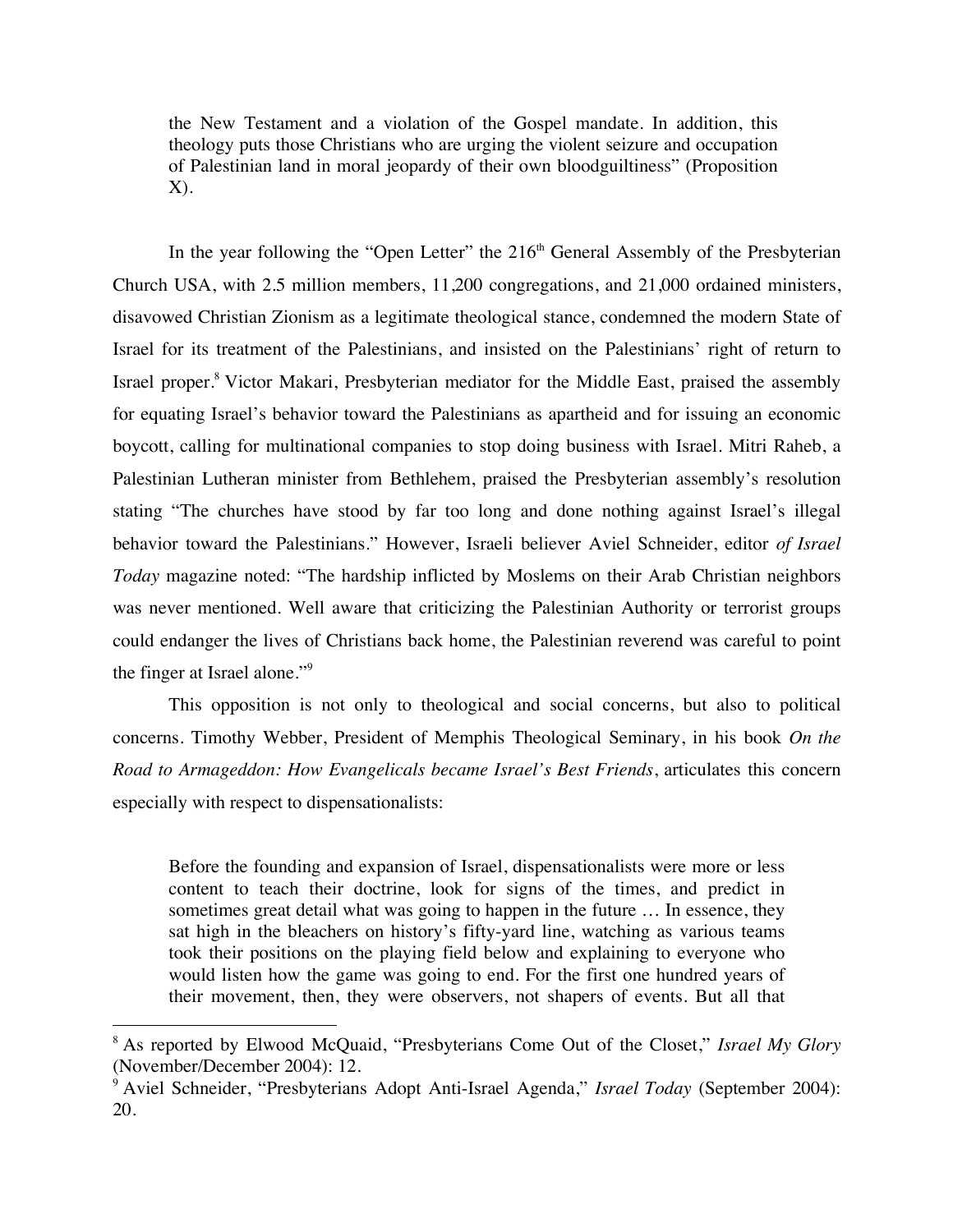> the New Testament and a violation of the Gospel mandate. In addition, this theology puts those Christians who are urging the violent seizure and occupation of Palestinian land in moral jeopardy of their own bloodguiltiness" (Proposition X).

In the year following the "Open Letter" the 216th General Assembly of the Presbyterian Church USA, with 2.5 million members, 11,200 congregations, and 21,000 ordained ministers, disavowed Christian Zionism as a legitimate theological stance, condemned the modern State of Israel for its treatment of the Palestinians, and insisted on the Palestinians' right of return to Israel proper.[8] Victor Makari, Presbyterian mediator for the Middle East, praised the assembly for equating Israel's behavior toward the Palestinians as apartheid and for issuing an economic boycott, calling for multinational companies to stop doing business with Israel. Mitri Raheb, a Palestinian Lutheran minister from Bethlehem, praised the Presbyterian assembly's resolution stating "The churches have stood by far too long and done nothing against Israel's illegal behavior toward the Palestinians." However, Israeli believer Aviel Schneider, editor *of Israel Today* magazine noted: "The hardship inflicted by Moslems on their Arab Christian neighbors was never mentioned. Well aware that criticizing the Palestinian Authority or terrorist groups could endanger the lives of Christians back home, the Palestinian reverend was careful to point the finger at Israel alone."[9]

This opposition is not only to theological and social concerns, but also to political concerns. Timothy Webber, President of Memphis Theological Seminary, in his book *On the Road to Armageddon: How Evangelicals became Israel's Best Friends*, articulates this concern especially with respect to dispensationalists:

> Before the founding and expansion of Israel, dispensationalists were more or less content to teach their doctrine, look for signs of the times, and predict in sometimes great detail what was going to happen in the future … In essence, they sat high in the bleachers on history's fifty-yard line, watching as various teams took their positions on the playing field below and explaining to everyone who would listen how the game was going to end. For the first one hundred years of their movement, then, they were observers, not shapers of events. But all that

---

[8] As reported by Elwood McQuaid, "Presbyterians Come Out of the Closet," *Israel My Glory* (November/December 2004): 12.

[9] Aviel Schneider, "Presbyterians Adopt Anti-Israel Agenda," *Israel Today* (September 2004): 20.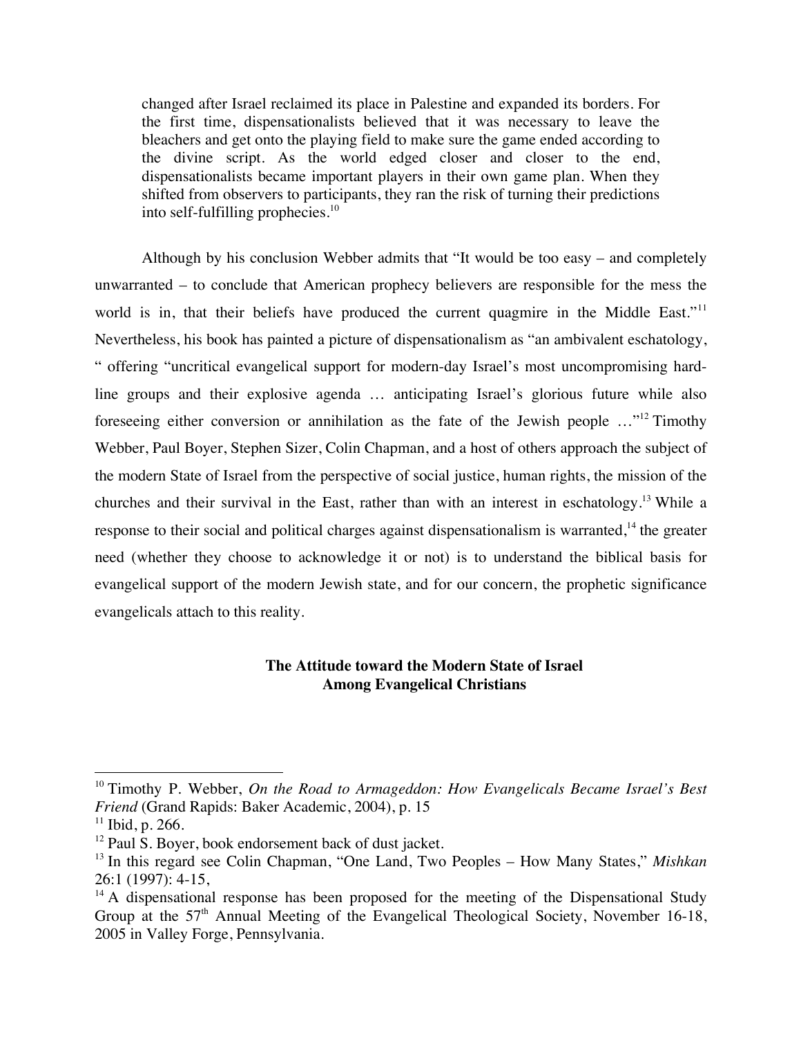> changed after Israel reclaimed its place in Palestine and expanded its borders. For the first time, dispensationalists believed that it was necessary to leave the bleachers and get onto the playing field to make sure the game ended according to the divine script. As the world edged closer and closer to the end, dispensationalists became important players in their own game plan. When they shifted from observers to participants, they ran the risk of turning their predictions into self-fulfilling prophecies.[10]

Although by his conclusion Webber admits that "It would be too easy – and completely unwarranted – to conclude that American prophecy believers are responsible for the mess the world is in, that their beliefs have produced the current quagmire in the Middle East."[11] Nevertheless, his book has painted a picture of dispensationalism as "an ambivalent eschatology, " offering "uncritical evangelical support for modern-day Israel's most uncompromising hard-line groups and their explosive agenda … anticipating Israel's glorious future while also foreseeing either conversion or annihilation as the fate of the Jewish people …"[12] Timothy Webber, Paul Boyer, Stephen Sizer, Colin Chapman, and a host of others approach the subject of the modern State of Israel from the perspective of social justice, human rights, the mission of the churches and their survival in the East, rather than with an interest in eschatology.[13] While a response to their social and political charges against dispensationalism is warranted,[14] the greater need (whether they choose to acknowledge it or not) is to understand the biblical basis for evangelical support of the modern Jewish state, and for our concern, the prophetic significance evangelicals attach to this reality.

## The Attitude toward the Modern State of Israel Among Evangelical Christians

---

[10] Timothy P. Webber, *On the Road to Armageddon: How Evangelicals Became Israel's Best Friend* (Grand Rapids: Baker Academic, 2004), p. 15

[11] Ibid, p. 266.

[12] Paul S. Boyer, book endorsement back of dust jacket.

[13] In this regard see Colin Chapman, "One Land, Two Peoples – How Many States," *Mishkan* 26:1 (1997): 4-15,

[14] A dispensational response has been proposed for the meeting of the Dispensational Study Group at the 57th Annual Meeting of the Evangelical Theological Society, November 16-18, 2005 in Valley Forge, Pennsylvania.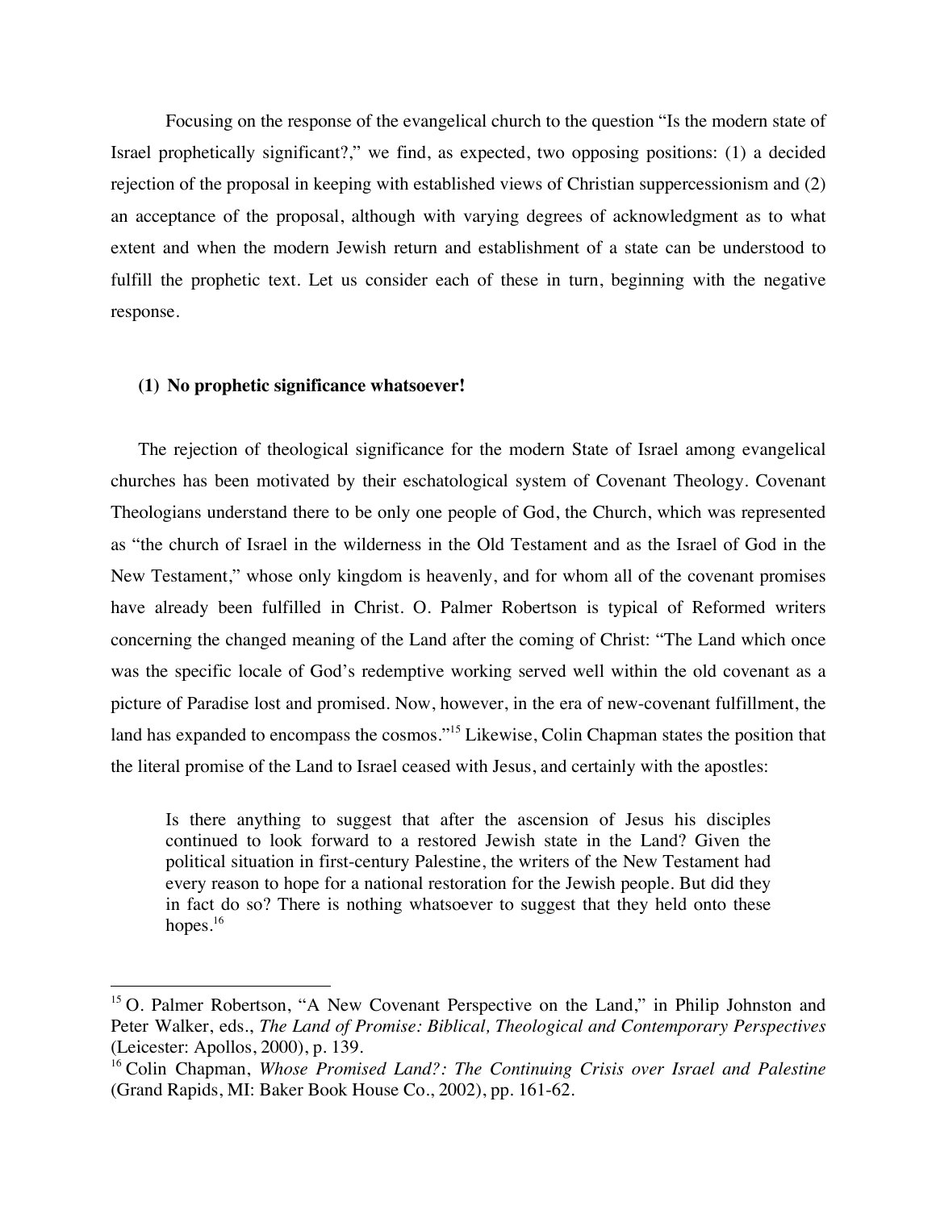Focusing on the response of the evangelical church to the question "Is the modern state of Israel prophetically significant?," we find, as expected, two opposing positions: (1) a decided rejection of the proposal in keeping with established views of Christian suppercessionism and (2) an acceptance of the proposal, although with varying degrees of acknowledgment as to what extent and when the modern Jewish return and establishment of a state can be understood to fulfill the prophetic text. Let us consider each of these in turn, beginning with the negative response.

### (1) No prophetic significance whatsoever!

The rejection of theological significance for the modern State of Israel among evangelical churches has been motivated by their eschatological system of Covenant Theology. Covenant Theologians understand there to be only one people of God, the Church, which was represented as "the church of Israel in the wilderness in the Old Testament and as the Israel of God in the New Testament," whose only kingdom is heavenly, and for whom all of the covenant promises have already been fulfilled in Christ. O. Palmer Robertson is typical of Reformed writers concerning the changed meaning of the Land after the coming of Christ: "The Land which once was the specific locale of God's redemptive working served well within the old covenant as a picture of Paradise lost and promised. Now, however, in the era of new-covenant fulfillment, the land has expanded to encompass the cosmos."[15] Likewise, Colin Chapman states the position that the literal promise of the Land to Israel ceased with Jesus, and certainly with the apostles:

> Is there anything to suggest that after the ascension of Jesus his disciples continued to look forward to a restored Jewish state in the Land? Given the political situation in first-century Palestine, the writers of the New Testament had every reason to hope for a national restoration for the Jewish people. But did they in fact do so? There is nothing whatsoever to suggest that they held onto these hopes.[16]

---

[15] O. Palmer Robertson, "A New Covenant Perspective on the Land," in Philip Johnston and Peter Walker, eds., *The Land of Promise: Biblical, Theological and Contemporary Perspectives* (Leicester: Apollos, 2000), p. 139.

[16] Colin Chapman, *Whose Promised Land?: The Continuing Crisis over Israel and Palestine* (Grand Rapids, MI: Baker Book House Co., 2002), pp. 161-62.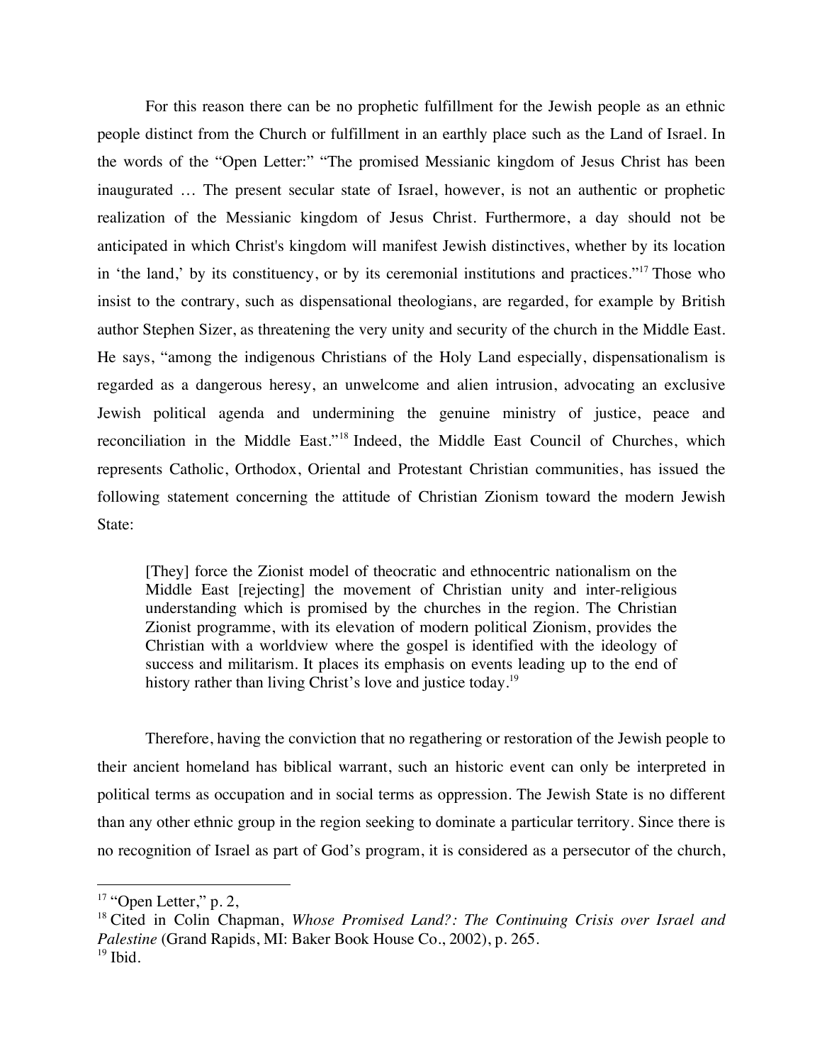For this reason there can be no prophetic fulfillment for the Jewish people as an ethnic people distinct from the Church or fulfillment in an earthly place such as the Land of Israel. In the words of the "Open Letter:" "The promised Messianic kingdom of Jesus Christ has been inaugurated … The present secular state of Israel, however, is not an authentic or prophetic realization of the Messianic kingdom of Jesus Christ. Furthermore, a day should not be anticipated in which Christ's kingdom will manifest Jewish distinctives, whether by its location in 'the land,' by its constituency, or by its ceremonial institutions and practices."[17] Those who insist to the contrary, such as dispensational theologians, are regarded, for example by British author Stephen Sizer, as threatening the very unity and security of the church in the Middle East. He says, "among the indigenous Christians of the Holy Land especially, dispensationalism is regarded as a dangerous heresy, an unwelcome and alien intrusion, advocating an exclusive Jewish political agenda and undermining the genuine ministry of justice, peace and reconciliation in the Middle East."[18] Indeed, the Middle East Council of Churches, which represents Catholic, Orthodox, Oriental and Protestant Christian communities, has issued the following statement concerning the attitude of Christian Zionism toward the modern Jewish State:

> [They] force the Zionist model of theocratic and ethnocentric nationalism on the Middle East [rejecting] the movement of Christian unity and inter-religious understanding which is promised by the churches in the region. The Christian Zionist programme, with its elevation of modern political Zionism, provides the Christian with a worldview where the gospel is identified with the ideology of success and militarism. It places its emphasis on events leading up to the end of history rather than living Christ's love and justice today.[19]

Therefore, having the conviction that no regathering or restoration of the Jewish people to their ancient homeland has biblical warrant, such an historic event can only be interpreted in political terms as occupation and in social terms as oppression. The Jewish State is no different than any other ethnic group in the region seeking to dominate a particular territory. Since there is no recognition of Israel as part of God's program, it is considered as a persecutor of the church,

---

[17] "Open Letter," p. 2,

[18] Cited in Colin Chapman, *Whose Promised Land?: The Continuing Crisis over Israel and Palestine* (Grand Rapids, MI: Baker Book House Co., 2002), p. 265.

[19] Ibid.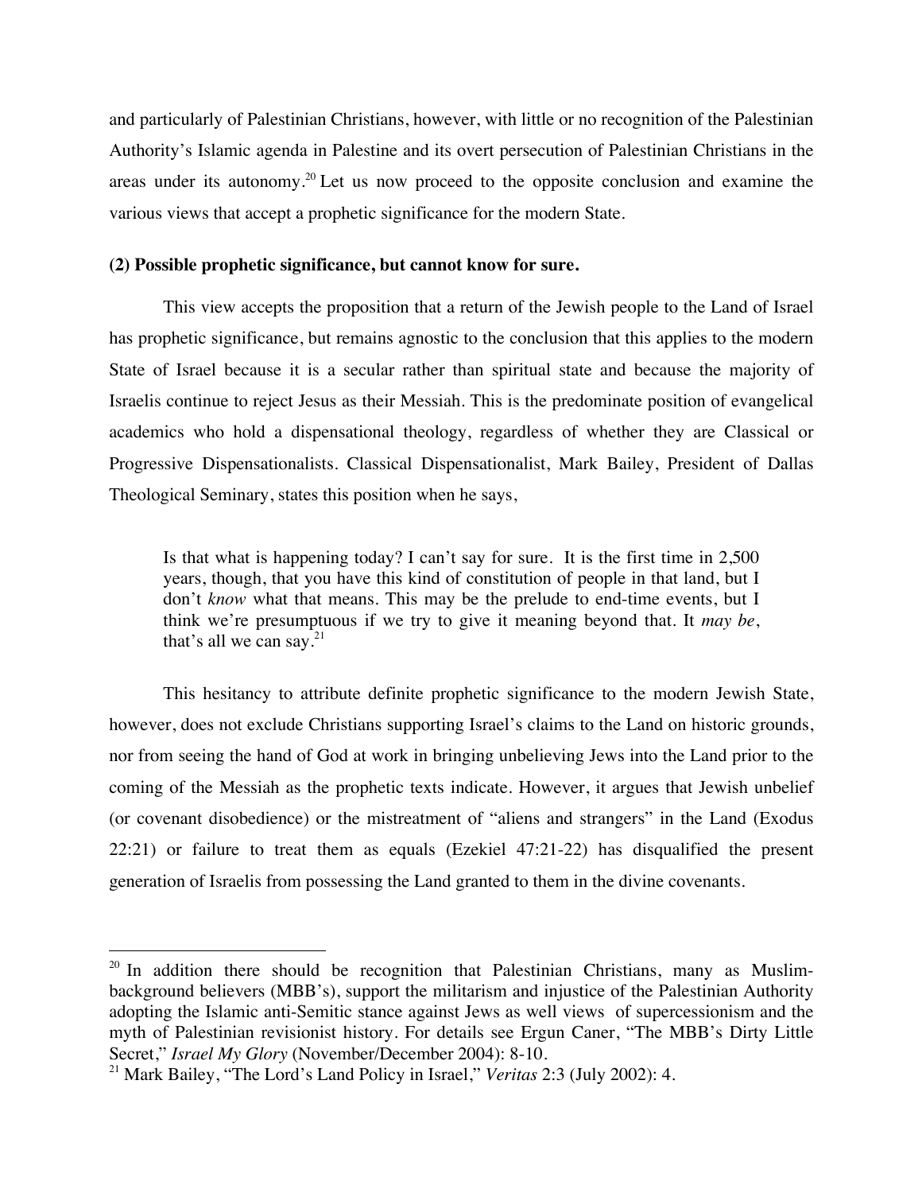and particularly of Palestinian Christians, however, with little or no recognition of the Palestinian Authority's Islamic agenda in Palestine and its overt persecution of Palestinian Christians in the areas under its autonomy.[20] Let us now proceed to the opposite conclusion and examine the various views that accept a prophetic significance for the modern State.

**(2) Possible prophetic significance, but cannot know for sure.**

This view accepts the proposition that a return of the Jewish people to the Land of Israel has prophetic significance, but remains agnostic to the conclusion that this applies to the modern State of Israel because it is a secular rather than spiritual state and because the majority of Israelis continue to reject Jesus as their Messiah. This is the predominate position of evangelical academics who hold a dispensational theology, regardless of whether they are Classical or Progressive Dispensationalists. Classical Dispensationalist, Mark Bailey, President of Dallas Theological Seminary, states this position when he says,

> Is that what is happening today? I can't say for sure. It is the first time in 2,500 years, though, that you have this kind of constitution of people in that land, but I don't *know* what that means. This may be the prelude to end-time events, but I think we're presumptuous if we try to give it meaning beyond that. It *may be*, that's all we can say.[21]

This hesitancy to attribute definite prophetic significance to the modern Jewish State, however, does not exclude Christians supporting Israel's claims to the Land on historic grounds, nor from seeing the hand of God at work in bringing unbelieving Jews into the Land prior to the coming of the Messiah as the prophetic texts indicate. However, it argues that Jewish unbelief (or covenant disobedience) or the mistreatment of "aliens and strangers" in the Land (Exodus 22:21) or failure to treat them as equals (Ezekiel 47:21-22) has disqualified the present generation of Israelis from possessing the Land granted to them in the divine covenants.

---

[20] In addition there should be recognition that Palestinian Christians, many as Muslim-background believers (MBB's), support the militarism and injustice of the Palestinian Authority adopting the Islamic anti-Semitic stance against Jews as well views of supercessionism and the myth of Palestinian revisionist history. For details see Ergun Caner, "The MBB's Dirty Little Secret," *Israel My Glory* (November/December 2004): 8-10.

[21] Mark Bailey, "The Lord's Land Policy in Israel," *Veritas* 2:3 (July 2002): 4.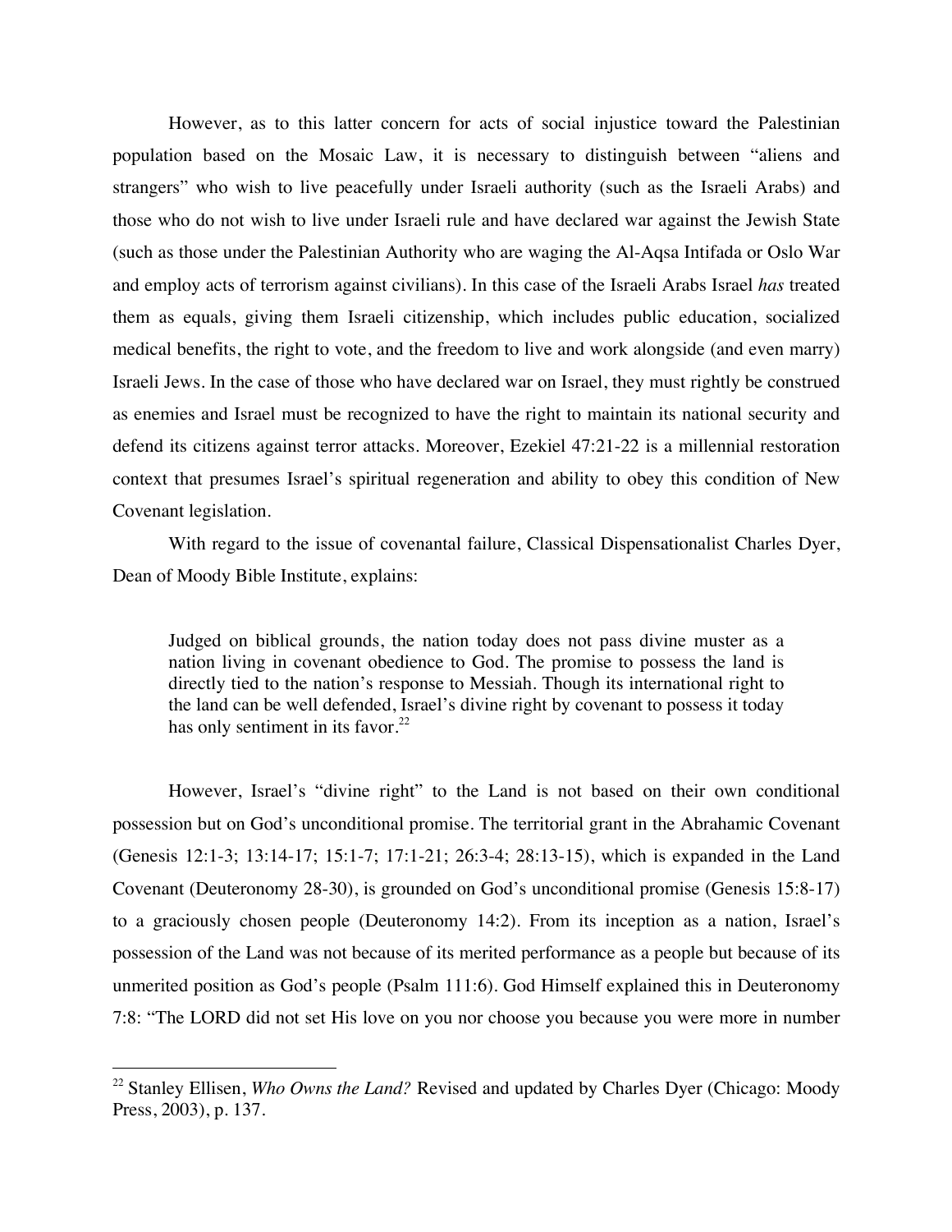However, as to this latter concern for acts of social injustice toward the Palestinian population based on the Mosaic Law, it is necessary to distinguish between "aliens and strangers" who wish to live peacefully under Israeli authority (such as the Israeli Arabs) and those who do not wish to live under Israeli rule and have declared war against the Jewish State (such as those under the Palestinian Authority who are waging the Al-Aqsa Intifada or Oslo War and employ acts of terrorism against civilians). In this case of the Israeli Arabs Israel *has* treated them as equals, giving them Israeli citizenship, which includes public education, socialized medical benefits, the right to vote, and the freedom to live and work alongside (and even marry) Israeli Jews. In the case of those who have declared war on Israel, they must rightly be construed as enemies and Israel must be recognized to have the right to maintain its national security and defend its citizens against terror attacks. Moreover, Ezekiel 47:21-22 is a millennial restoration context that presumes Israel's spiritual regeneration and ability to obey this condition of New Covenant legislation.

With regard to the issue of covenantal failure, Classical Dispensationalist Charles Dyer, Dean of Moody Bible Institute, explains:

> Judged on biblical grounds, the nation today does not pass divine muster as a nation living in covenant obedience to God. The promise to possess the land is directly tied to the nation's response to Messiah. Though its international right to the land can be well defended, Israel's divine right by covenant to possess it today has only sentiment in its favor.[22]

However, Israel's "divine right" to the Land is not based on their own conditional possession but on God's unconditional promise. The territorial grant in the Abrahamic Covenant (Genesis 12:1-3; 13:14-17; 15:1-7; 17:1-21; 26:3-4; 28:13-15), which is expanded in the Land Covenant (Deuteronomy 28-30), is grounded on God's unconditional promise (Genesis 15:8-17) to a graciously chosen people (Deuteronomy 14:2). From its inception as a nation, Israel's possession of the Land was not because of its merited performance as a people but because of its unmerited position as God's people (Psalm 111:6). God Himself explained this in Deuteronomy 7:8: "The LORD did not set His love on you nor choose you because you were more in number

---

[22] Stanley Ellisen, *Who Owns the Land?* Revised and updated by Charles Dyer (Chicago: Moody Press, 2003), p. 137.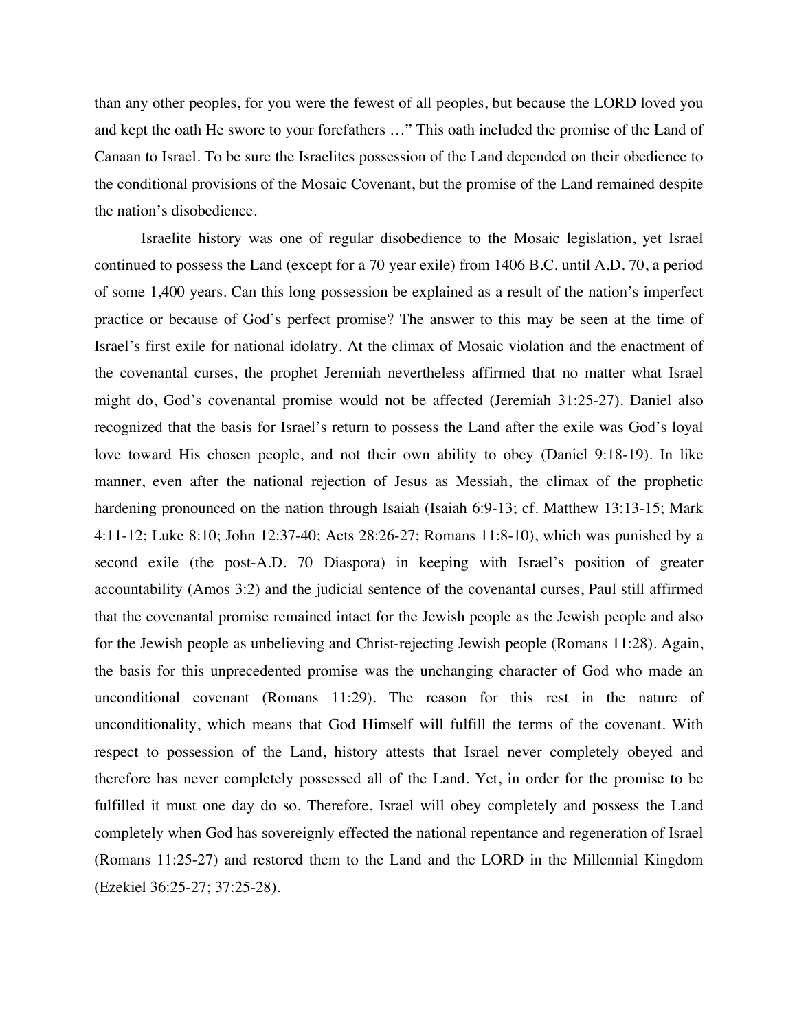than any other peoples, for you were the fewest of all peoples, but because the LORD loved you and kept the oath He swore to your forefathers …" This oath included the promise of the Land of Canaan to Israel. To be sure the Israelites possession of the Land depended on their obedience to the conditional provisions of the Mosaic Covenant, but the promise of the Land remained despite the nation's disobedience.

Israelite history was one of regular disobedience to the Mosaic legislation, yet Israel continued to possess the Land (except for a 70 year exile) from 1406 B.C. until A.D. 70, a period of some 1,400 years. Can this long possession be explained as a result of the nation's imperfect practice or because of God's perfect promise? The answer to this may be seen at the time of Israel's first exile for national idolatry. At the climax of Mosaic violation and the enactment of the covenantal curses, the prophet Jeremiah nevertheless affirmed that no matter what Israel might do, God's covenantal promise would not be affected (Jeremiah 31:25-27). Daniel also recognized that the basis for Israel's return to possess the Land after the exile was God's loyal love toward His chosen people, and not their own ability to obey (Daniel 9:18-19). In like manner, even after the national rejection of Jesus as Messiah, the climax of the prophetic hardening pronounced on the nation through Isaiah (Isaiah 6:9-13; cf. Matthew 13:13-15; Mark 4:11-12; Luke 8:10; John 12:37-40; Acts 28:26-27; Romans 11:8-10), which was punished by a second exile (the post-A.D. 70 Diaspora) in keeping with Israel's position of greater accountability (Amos 3:2) and the judicial sentence of the covenantal curses, Paul still affirmed that the covenantal promise remained intact for the Jewish people as the Jewish people and also for the Jewish people as unbelieving and Christ-rejecting Jewish people (Romans 11:28). Again, the basis for this unprecedented promise was the unchanging character of God who made an unconditional covenant (Romans 11:29). The reason for this rest in the nature of unconditionality, which means that God Himself will fulfill the terms of the covenant. With respect to possession of the Land, history attests that Israel never completely obeyed and therefore has never completely possessed all of the Land. Yet, in order for the promise to be fulfilled it must one day do so. Therefore, Israel will obey completely and possess the Land completely when God has sovereignly effected the national repentance and regeneration of Israel (Romans 11:25-27) and restored them to the Land and the LORD in the Millennial Kingdom (Ezekiel 36:25-27; 37:25-28).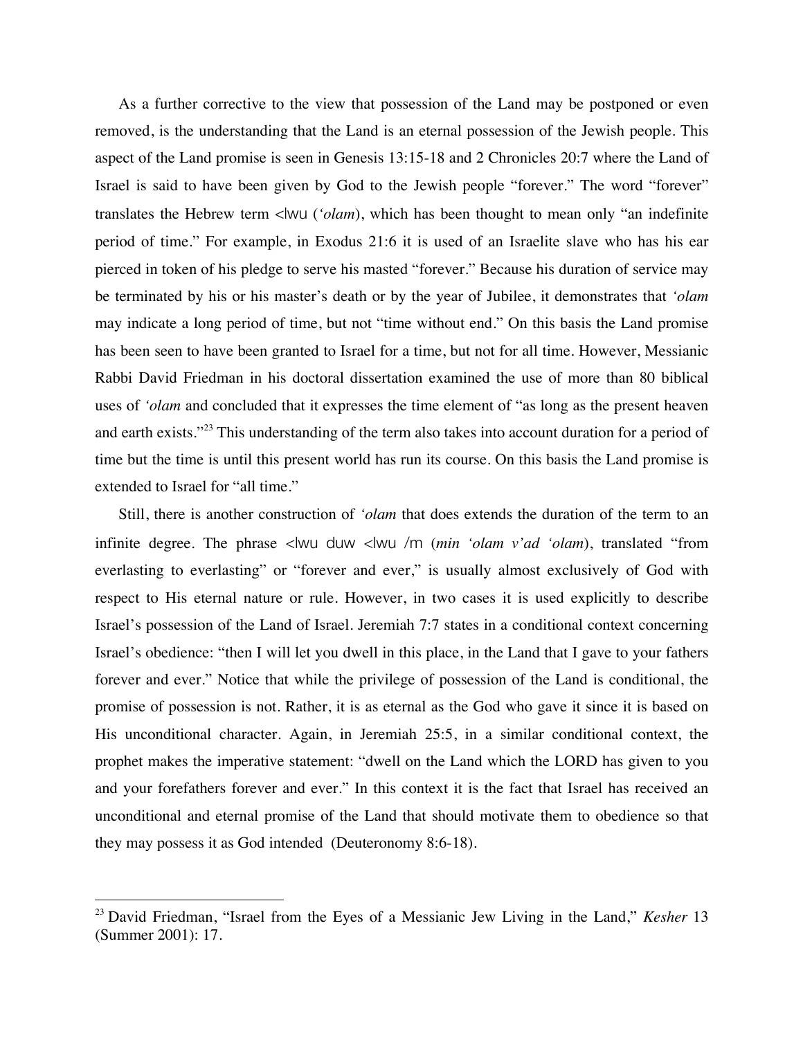As a further corrective to the view that possession of the Land may be postponed or even removed, is the understanding that the Land is an eternal possession of the Jewish people. This aspect of the Land promise is seen in Genesis 13:15-18 and 2 Chronicles 20:7 where the Land of Israel is said to have been given by God to the Jewish people "forever." The word "forever" translates the Hebrew term <lwu (*'olam*), which has been thought to mean only "an indefinite period of time." For example, in Exodus 21:6 it is used of an Israelite slave who has his ear pierced in token of his pledge to serve his masted "forever." Because his duration of service may be terminated by his or his master's death or by the year of Jubilee, it demonstrates that *'olam* may indicate a long period of time, but not "time without end." On this basis the Land promise has been seen to have been granted to Israel for a time, but not for all time. However, Messianic Rabbi David Friedman in his doctoral dissertation examined the use of more than 80 biblical uses of *'olam* and concluded that it expresses the time element of "as long as the present heaven and earth exists."[23] This understanding of the term also takes into account duration for a period of time but the time is until this present world has run its course. On this basis the Land promise is extended to Israel for "all time."

Still, there is another construction of *'olam* that does extends the duration of the term to an infinite degree. The phrase <lwu duw <lwu /m (*min 'olam v'ad 'olam*), translated "from everlasting to everlasting" or "forever and ever," is usually almost exclusively of God with respect to His eternal nature or rule. However, in two cases it is used explicitly to describe Israel's possession of the Land of Israel. Jeremiah 7:7 states in a conditional context concerning Israel's obedience: "then I will let you dwell in this place, in the Land that I gave to your fathers forever and ever." Notice that while the privilege of possession of the Land is conditional, the promise of possession is not. Rather, it is as eternal as the God who gave it since it is based on His unconditional character. Again, in Jeremiah 25:5, in a similar conditional context, the prophet makes the imperative statement: "dwell on the Land which the LORD has given to you and your forefathers forever and ever." In this context it is the fact that Israel has received an unconditional and eternal promise of the Land that should motivate them to obedience so that they may possess it as God intended (Deuteronomy 8:6-18).

---

[23] David Friedman, "Israel from the Eyes of a Messianic Jew Living in the Land," *Kesher* 13 (Summer 2001): 17.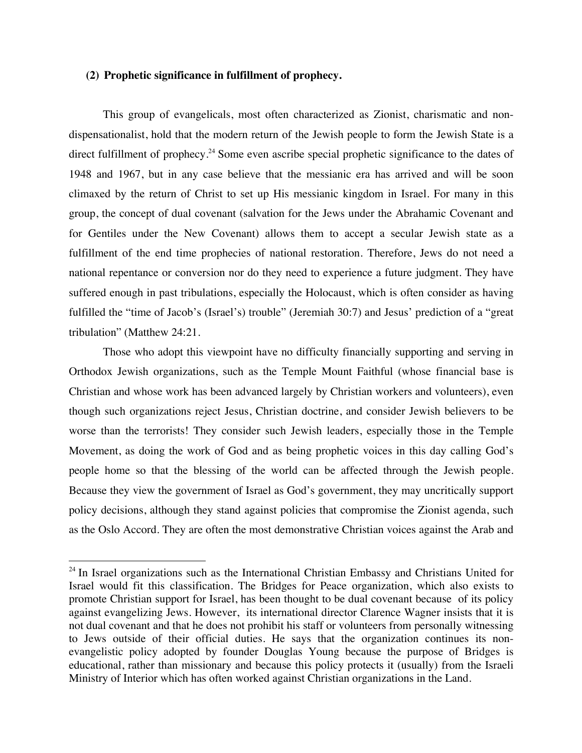**(2) Prophetic significance in fulfillment of prophecy.**

This group of evangelicals, most often characterized as Zionist, charismatic and non-dispensationalist, hold that the modern return of the Jewish people to form the Jewish State is a direct fulfillment of prophecy.[24] Some even ascribe special prophetic significance to the dates of 1948 and 1967, but in any case believe that the messianic era has arrived and will be soon climaxed by the return of Christ to set up His messianic kingdom in Israel. For many in this group, the concept of dual covenant (salvation for the Jews under the Abrahamic Covenant and for Gentiles under the New Covenant) allows them to accept a secular Jewish state as a fulfillment of the end time prophecies of national restoration. Therefore, Jews do not need a national repentance or conversion nor do they need to experience a future judgment. They have suffered enough in past tribulations, especially the Holocaust, which is often consider as having fulfilled the "time of Jacob's (Israel's) trouble" (Jeremiah 30:7) and Jesus' prediction of a "great tribulation" (Matthew 24:21.

Those who adopt this viewpoint have no difficulty financially supporting and serving in Orthodox Jewish organizations, such as the Temple Mount Faithful (whose financial base is Christian and whose work has been advanced largely by Christian workers and volunteers), even though such organizations reject Jesus, Christian doctrine, and consider Jewish believers to be worse than the terrorists! They consider such Jewish leaders, especially those in the Temple Movement, as doing the work of God and as being prophetic voices in this day calling God's people home so that the blessing of the world can be affected through the Jewish people. Because they view the government of Israel as God's government, they may uncritically support policy decisions, although they stand against policies that compromise the Zionist agenda, such as the Oslo Accord. They are often the most demonstrative Christian voices against the Arab and

---

[24] In Israel organizations such as the International Christian Embassy and Christians United for Israel would fit this classification. The Bridges for Peace organization, which also exists to promote Christian support for Israel, has been thought to be dual covenant because of its policy against evangelizing Jews. However, its international director Clarence Wagner insists that it is not dual covenant and that he does not prohibit his staff or volunteers from personally witnessing to Jews outside of their official duties. He says that the organization continues its non-evangelistic policy adopted by founder Douglas Young because the purpose of Bridges is educational, rather than missionary and because this policy protects it (usually) from the Israeli Ministry of Interior which has often worked against Christian organizations in the Land.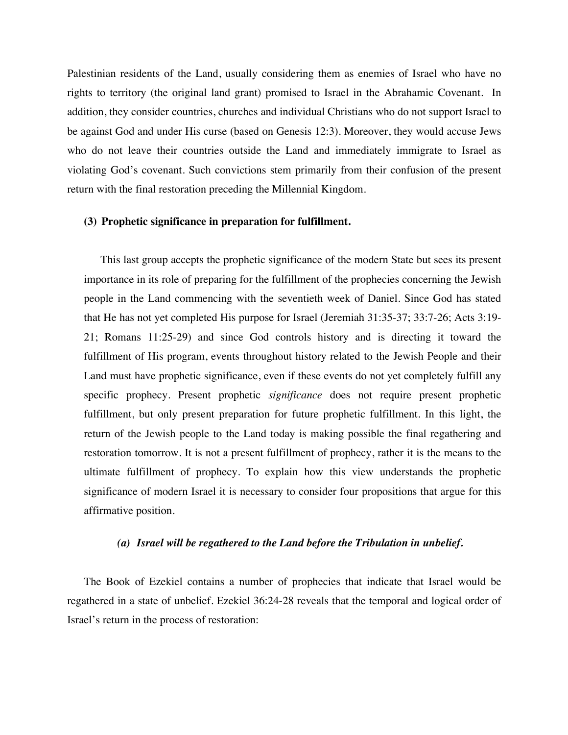Palestinian residents of the Land, usually considering them as enemies of Israel who have no rights to territory (the original land grant) promised to Israel in the Abrahamic Covenant. In addition, they consider countries, churches and individual Christians who do not support Israel to be against God and under His curse (based on Genesis 12:3). Moreover, they would accuse Jews who do not leave their countries outside the Land and immediately immigrate to Israel as violating God's covenant. Such convictions stem primarily from their confusion of the present return with the final restoration preceding the Millennial Kingdom.

**(3) Prophetic significance in preparation for fulfillment.**

This last group accepts the prophetic significance of the modern State but sees its present importance in its role of preparing for the fulfillment of the prophecies concerning the Jewish people in the Land commencing with the seventieth week of Daniel. Since God has stated that He has not yet completed His purpose for Israel (Jeremiah 31:35-37; 33:7-26; Acts 3:19-21; Romans 11:25-29) and since God controls history and is directing it toward the fulfillment of His program, events throughout history related to the Jewish People and their Land must have prophetic significance, even if these events do not yet completely fulfill any specific prophecy. Present prophetic *significance* does not require present prophetic fulfillment, but only present preparation for future prophetic fulfillment. In this light, the return of the Jewish people to the Land today is making possible the final regathering and restoration tomorrow. It is not a present fulfillment of prophecy, rather it is the means to the ultimate fulfillment of prophecy. To explain how this view understands the prophetic significance of modern Israel it is necessary to consider four propositions that argue for this affirmative position.

***(a) Israel will be regathered to the Land before the Tribulation in unbelief.***

The Book of Ezekiel contains a number of prophecies that indicate that Israel would be regathered in a state of unbelief. Ezekiel 36:24-28 reveals that the temporal and logical order of Israel's return in the process of restoration: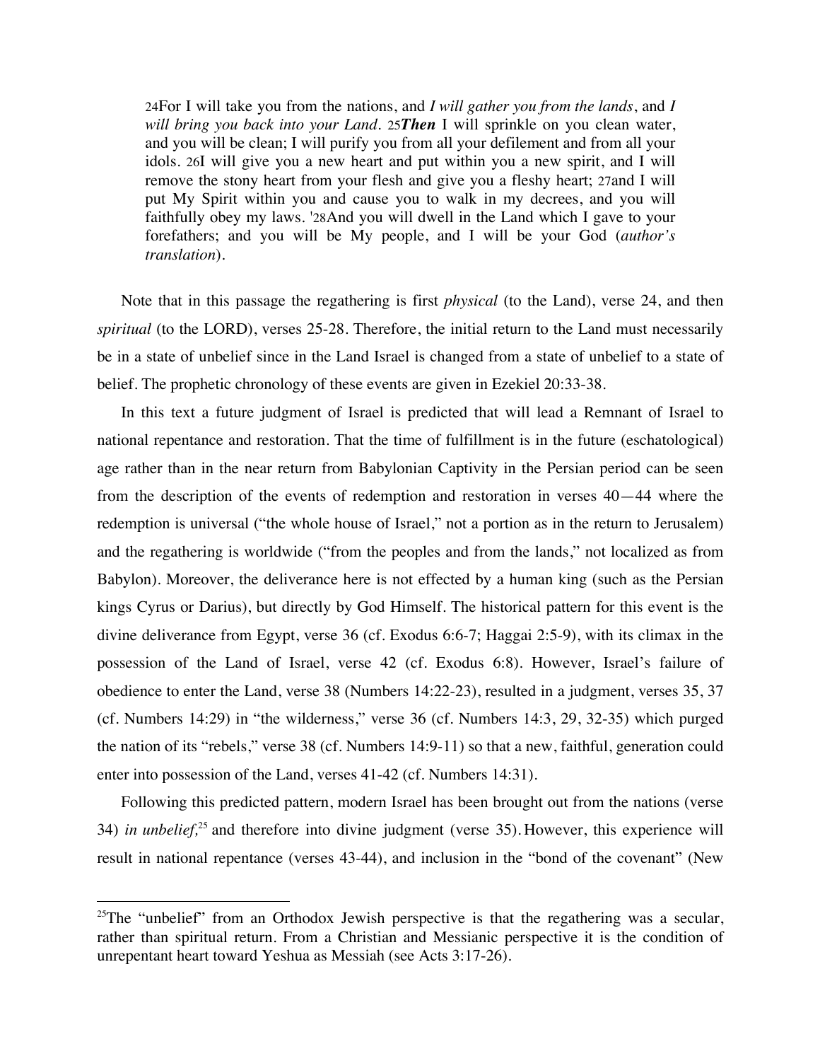> 24For I will take you from the nations, and *I will gather you from the lands*, and *I will bring you back into your Land*. 25***Then*** I will sprinkle on you clean water, and you will be clean; I will purify you from all your defilement and from all your idols. 26I will give you a new heart and put within you a new spirit, and I will remove the stony heart from your flesh and give you a fleshy heart; 27and I will put My Spirit within you and cause you to walk in my decrees, and you will faithfully obey my laws. '28And you will dwell in the Land which I gave to your forefathers; and you will be My people, and I will be your God (*author's translation*).

Note that in this passage the regathering is first *physical* (to the Land), verse 24, and then *spiritual* (to the LORD), verses 25-28. Therefore, the initial return to the Land must necessarily be in a state of unbelief since in the Land Israel is changed from a state of unbelief to a state of belief. The prophetic chronology of these events are given in Ezekiel 20:33-38.

In this text a future judgment of Israel is predicted that will lead a Remnant of Israel to national repentance and restoration. That the time of fulfillment is in the future (eschatological) age rather than in the near return from Babylonian Captivity in the Persian period can be seen from the description of the events of redemption and restoration in verses 40—44 where the redemption is universal ("the whole house of Israel," not a portion as in the return to Jerusalem) and the regathering is worldwide ("from the peoples and from the lands," not localized as from Babylon). Moreover, the deliverance here is not effected by a human king (such as the Persian kings Cyrus or Darius), but directly by God Himself. The historical pattern for this event is the divine deliverance from Egypt, verse 36 (cf. Exodus 6:6-7; Haggai 2:5-9), with its climax in the possession of the Land of Israel, verse 42 (cf. Exodus 6:8). However, Israel's failure of obedience to enter the Land, verse 38 (Numbers 14:22-23), resulted in a judgment, verses 35, 37 (cf. Numbers 14:29) in "the wilderness," verse 36 (cf. Numbers 14:3, 29, 32-35) which purged the nation of its "rebels," verse 38 (cf. Numbers 14:9-11) so that a new, faithful, generation could enter into possession of the Land, verses 41-42 (cf. Numbers 14:31).

Following this predicted pattern, modern Israel has been brought out from the nations (verse 34) *in unbelief,*[25] and therefore into divine judgment (verse 35). However, this experience will result in national repentance (verses 43-44), and inclusion in the "bond of the covenant" (New

---

[25]The "unbelief" from an Orthodox Jewish perspective is that the regathering was a secular, rather than spiritual return. From a Christian and Messianic perspective it is the condition of unrepentant heart toward Yeshua as Messiah (see Acts 3:17-26).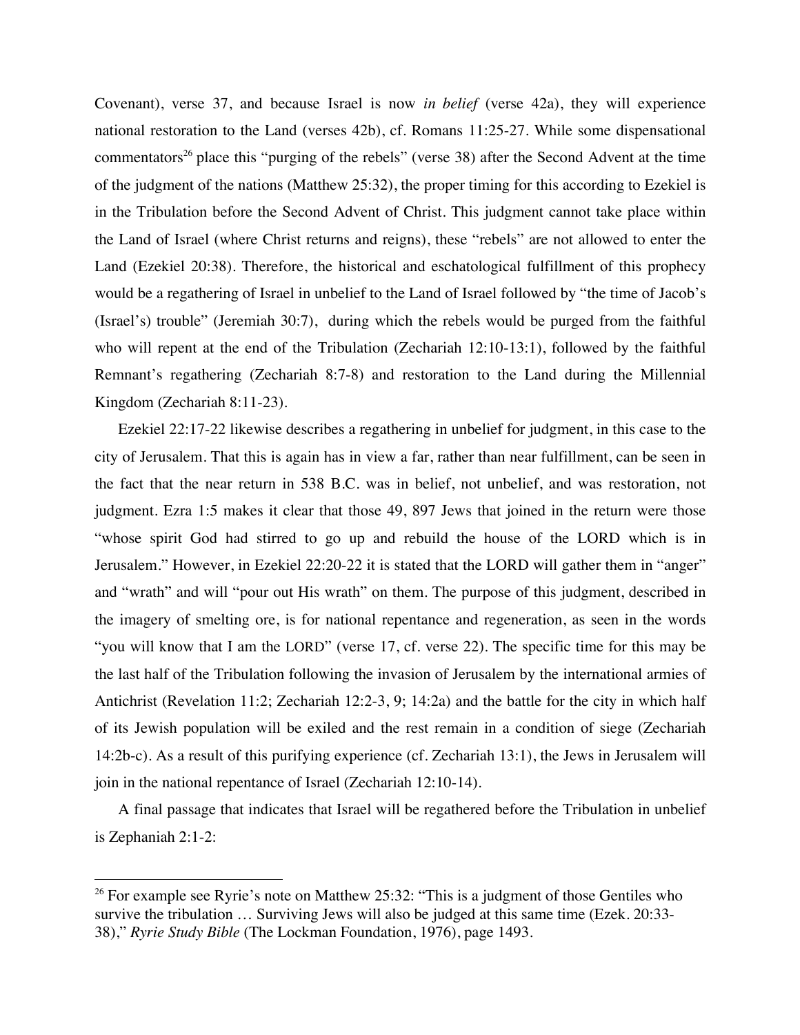Covenant), verse 37, and because Israel is now *in belief* (verse 42a), they will experience national restoration to the Land (verses 42b), cf. Romans 11:25-27. While some dispensational commentators[26] place this "purging of the rebels" (verse 38) after the Second Advent at the time of the judgment of the nations (Matthew 25:32), the proper timing for this according to Ezekiel is in the Tribulation before the Second Advent of Christ. This judgment cannot take place within the Land of Israel (where Christ returns and reigns), these "rebels" are not allowed to enter the Land (Ezekiel 20:38). Therefore, the historical and eschatological fulfillment of this prophecy would be a regathering of Israel in unbelief to the Land of Israel followed by "the time of Jacob's (Israel's) trouble" (Jeremiah 30:7), during which the rebels would be purged from the faithful who will repent at the end of the Tribulation (Zechariah 12:10-13:1), followed by the faithful Remnant's regathering (Zechariah 8:7-8) and restoration to the Land during the Millennial Kingdom (Zechariah 8:11-23).

Ezekiel 22:17-22 likewise describes a regathering in unbelief for judgment, in this case to the city of Jerusalem. That this is again has in view a far, rather than near fulfillment, can be seen in the fact that the near return in 538 B.C. was in belief, not unbelief, and was restoration, not judgment. Ezra 1:5 makes it clear that those 49, 897 Jews that joined in the return were those "whose spirit God had stirred to go up and rebuild the house of the LORD which is in Jerusalem." However, in Ezekiel 22:20-22 it is stated that the LORD will gather them in "anger" and "wrath" and will "pour out His wrath" on them. The purpose of this judgment, described in the imagery of smelting ore, is for national repentance and regeneration, as seen in the words "you will know that I am the LORD" (verse 17, cf. verse 22). The specific time for this may be the last half of the Tribulation following the invasion of Jerusalem by the international armies of Antichrist (Revelation 11:2; Zechariah 12:2-3, 9; 14:2a) and the battle for the city in which half of its Jewish population will be exiled and the rest remain in a condition of siege (Zechariah 14:2b-c). As a result of this purifying experience (cf. Zechariah 13:1), the Jews in Jerusalem will join in the national repentance of Israel (Zechariah 12:10-14).

A final passage that indicates that Israel will be regathered before the Tribulation in unbelief is Zephaniah 2:1-2:

---

[26] For example see Ryrie's note on Matthew 25:32: "This is a judgment of those Gentiles who survive the tribulation … Surviving Jews will also be judged at this same time (Ezek. 20:33-38)," *Ryrie Study Bible* (The Lockman Foundation, 1976), page 1493.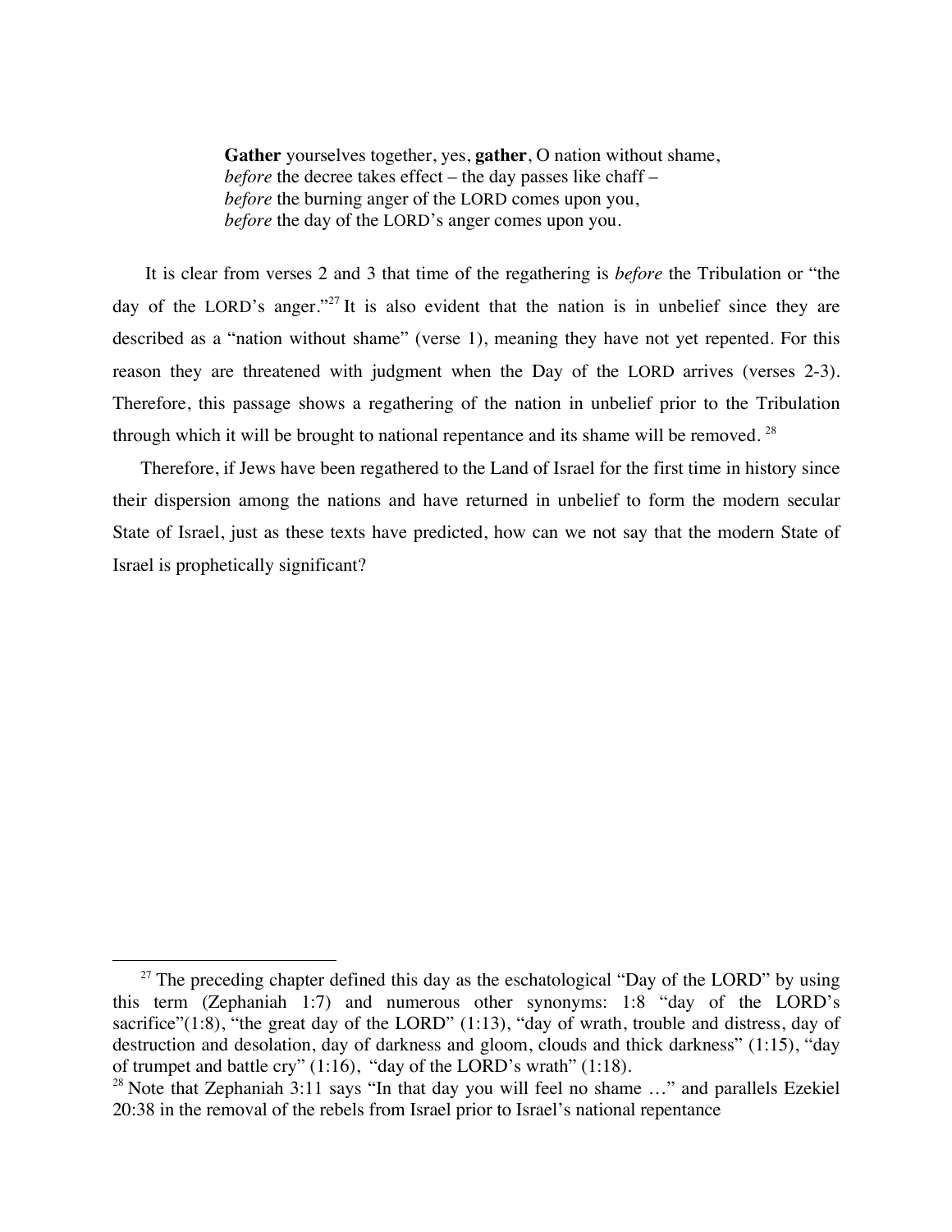> **Gather** yourselves together, yes, **gather**, O nation without shame,
> *before* the decree takes effect – the day passes like chaff –
> *before* the burning anger of the LORD comes upon you,
> *before* the day of the LORD's anger comes upon you.

It is clear from verses 2 and 3 that time of the regathering is *before* the Tribulation or "the day of the LORD's anger."[27] It is also evident that the nation is in unbelief since they are described as a "nation without shame" (verse 1), meaning they have not yet repented. For this reason they are threatened with judgment when the Day of the LORD arrives (verses 2-3). Therefore, this passage shows a regathering of the nation in unbelief prior to the Tribulation through which it will be brought to national repentance and its shame will be removed. [28]

Therefore, if Jews have been regathered to the Land of Israel for the first time in history since their dispersion among the nations and have returned in unbelief to form the modern secular State of Israel, just as these texts have predicted, how can we not say that the modern State of Israel is prophetically significant?

---

[27] The preceding chapter defined this day as the eschatological "Day of the LORD" by using this term (Zephaniah 1:7) and numerous other synonyms: 1:8 "day of the LORD's sacrifice"(1:8), "the great day of the LORD" (1:13), "day of wrath, trouble and distress, day of destruction and desolation, day of darkness and gloom, clouds and thick darkness" (1:15), "day of trumpet and battle cry" (1:16), "day of the LORD's wrath" (1:18).

[28] Note that Zephaniah 3:11 says "In that day you will feel no shame …" and parallels Ezekiel 20:38 in the removal of the rebels from Israel prior to Israel's national repentance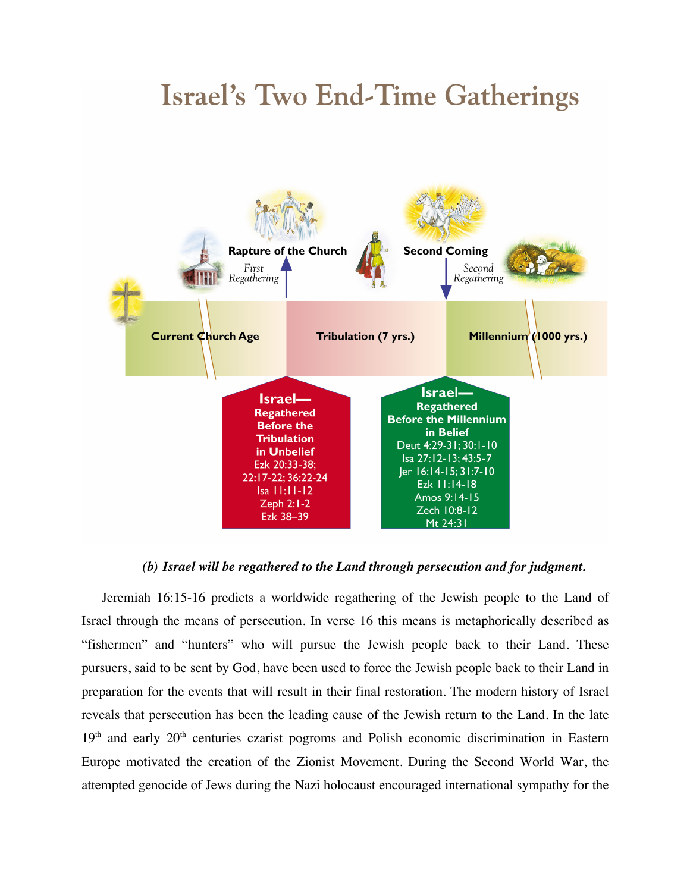# Israel's Two End-Time Gatherings

Rapture of the Church

*First Regathering*

Second Coming

*Second Regathering*

Current Church Age

Tribulation (7 yrs.)

Millennium (1000 yrs.)

**Israel— Regathered Before the Tribulation in Unbelief**
Ezk 20:33-38; 22:17-22; 36:22-24
Isa 11:11-12
Zeph 2:1-2
Ezk 38–39

**Israel— Regathered Before the Millennium in Belief**
Deut 4:29-31; 30:1-10
Isa 27:12-13; 43:5-7
Jer 16:14-15; 31:7-10
Ezk 11:14-18
Amos 9:14-15
Zech 10:8-12
Mt 24:31

***(b) Israel will be regathered to the Land through persecution and for judgment.***

Jeremiah 16:15-16 predicts a worldwide regathering of the Jewish people to the Land of Israel through the means of persecution. In verse 16 this means is metaphorically described as "fishermen" and "hunters" who will pursue the Jewish people back to their Land. These pursuers, said to be sent by God, have been used to force the Jewish people back to their Land in preparation for the events that will result in their final restoration. The modern history of Israel reveals that persecution has been the leading cause of the Jewish return to the Land. In the late 19th and early 20th centuries czarist pogroms and Polish economic discrimination in Eastern Europe motivated the creation of the Zionist Movement. During the Second World War, the attempted genocide of Jews during the Nazi holocaust encouraged international sympathy for the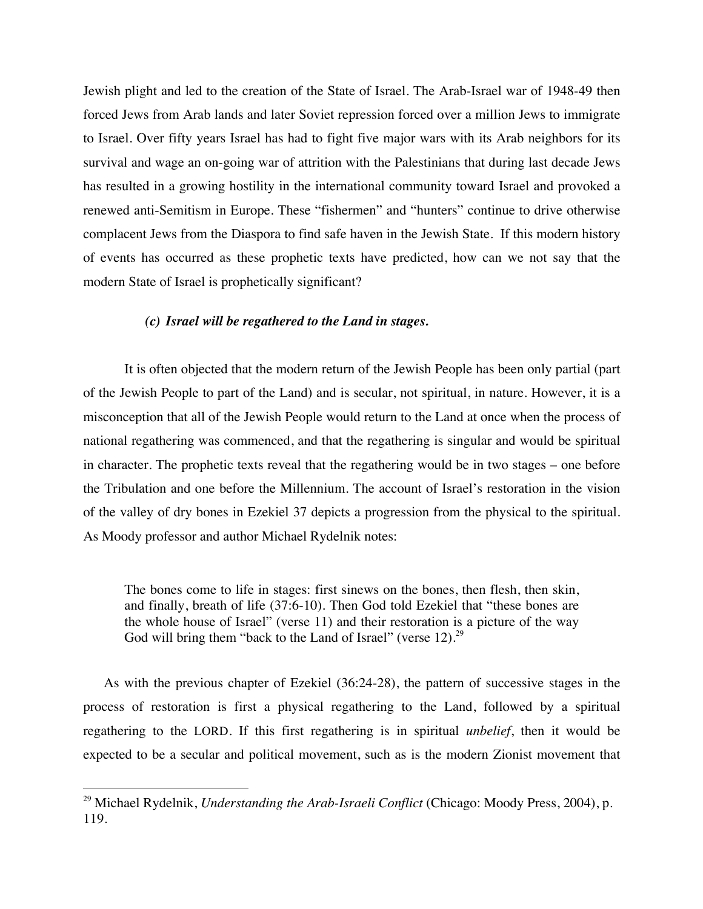Jewish plight and led to the creation of the State of Israel. The Arab-Israel war of 1948-49 then forced Jews from Arab lands and later Soviet repression forced over a million Jews to immigrate to Israel. Over fifty years Israel has had to fight five major wars with its Arab neighbors for its survival and wage an on-going war of attrition with the Palestinians that during last decade Jews has resulted in a growing hostility in the international community toward Israel and provoked a renewed anti-Semitism in Europe. These "fishermen" and "hunters" continue to drive otherwise complacent Jews from the Diaspora to find safe haven in the Jewish State. If this modern history of events has occurred as these prophetic texts have predicted, how can we not say that the modern State of Israel is prophetically significant?

***(c) Israel will be regathered to the Land in stages.***

It is often objected that the modern return of the Jewish People has been only partial (part of the Jewish People to part of the Land) and is secular, not spiritual, in nature. However, it is a misconception that all of the Jewish People would return to the Land at once when the process of national regathering was commenced, and that the regathering is singular and would be spiritual in character. The prophetic texts reveal that the regathering would be in two stages – one before the Tribulation and one before the Millennium. The account of Israel's restoration in the vision of the valley of dry bones in Ezekiel 37 depicts a progression from the physical to the spiritual. As Moody professor and author Michael Rydelnik notes:

> The bones come to life in stages: first sinews on the bones, then flesh, then skin, and finally, breath of life (37:6-10). Then God told Ezekiel that "these bones are the whole house of Israel" (verse 11) and their restoration is a picture of the way God will bring them "back to the Land of Israel" (verse 12).[29]

As with the previous chapter of Ezekiel (36:24-28), the pattern of successive stages in the process of restoration is first a physical regathering to the Land, followed by a spiritual regathering to the LORD. If this first regathering is in spiritual *unbelief*, then it would be expected to be a secular and political movement, such as is the modern Zionist movement that

---

[29] Michael Rydelnik, *Understanding the Arab-Israeli Conflict* (Chicago: Moody Press, 2004), p. 119.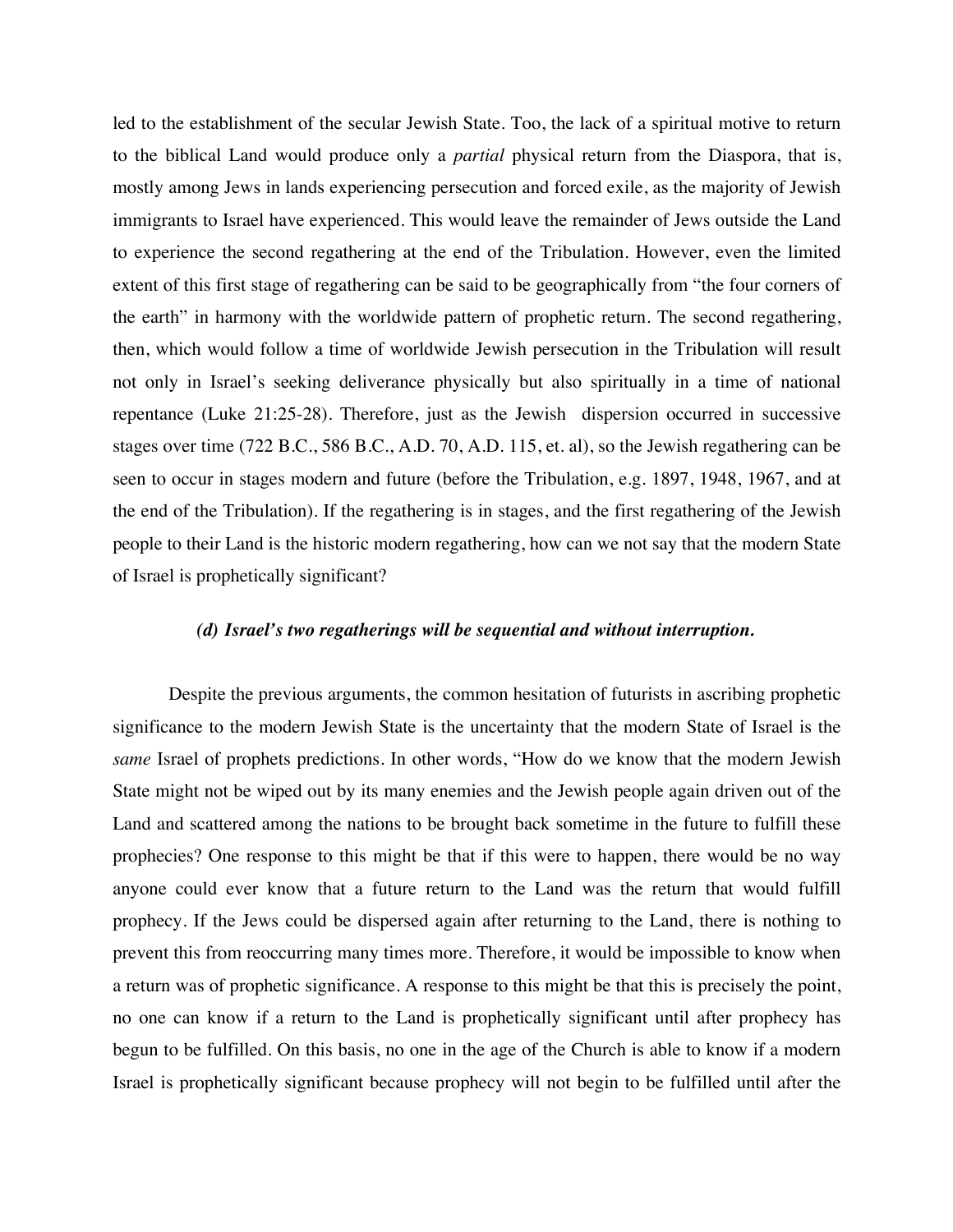led to the establishment of the secular Jewish State. Too, the lack of a spiritual motive to return to the biblical Land would produce only a *partial* physical return from the Diaspora, that is, mostly among Jews in lands experiencing persecution and forced exile, as the majority of Jewish immigrants to Israel have experienced. This would leave the remainder of Jews outside the Land to experience the second regathering at the end of the Tribulation. However, even the limited extent of this first stage of regathering can be said to be geographically from "the four corners of the earth" in harmony with the worldwide pattern of prophetic return. The second regathering, then, which would follow a time of worldwide Jewish persecution in the Tribulation will result not only in Israel's seeking deliverance physically but also spiritually in a time of national repentance (Luke 21:25-28). Therefore, just as the Jewish dispersion occurred in successive stages over time (722 B.C., 586 B.C., A.D. 70, A.D. 115, et. al), so the Jewish regathering can be seen to occur in stages modern and future (before the Tribulation, e.g. 1897, 1948, 1967, and at the end of the Tribulation). If the regathering is in stages, and the first regathering of the Jewish people to their Land is the historic modern regathering, how can we not say that the modern State of Israel is prophetically significant?

### *(d) Israel's two regatherings will be sequential and without interruption.*

Despite the previous arguments, the common hesitation of futurists in ascribing prophetic significance to the modern Jewish State is the uncertainty that the modern State of Israel is the *same* Israel of prophets predictions. In other words, "How do we know that the modern Jewish State might not be wiped out by its many enemies and the Jewish people again driven out of the Land and scattered among the nations to be brought back sometime in the future to fulfill these prophecies? One response to this might be that if this were to happen, there would be no way anyone could ever know that a future return to the Land was the return that would fulfill prophecy. If the Jews could be dispersed again after returning to the Land, there is nothing to prevent this from reoccurring many times more. Therefore, it would be impossible to know when a return was of prophetic significance. A response to this might be that this is precisely the point, no one can know if a return to the Land is prophetically significant until after prophecy has begun to be fulfilled. On this basis, no one in the age of the Church is able to know if a modern Israel is prophetically significant because prophecy will not begin to be fulfilled until after the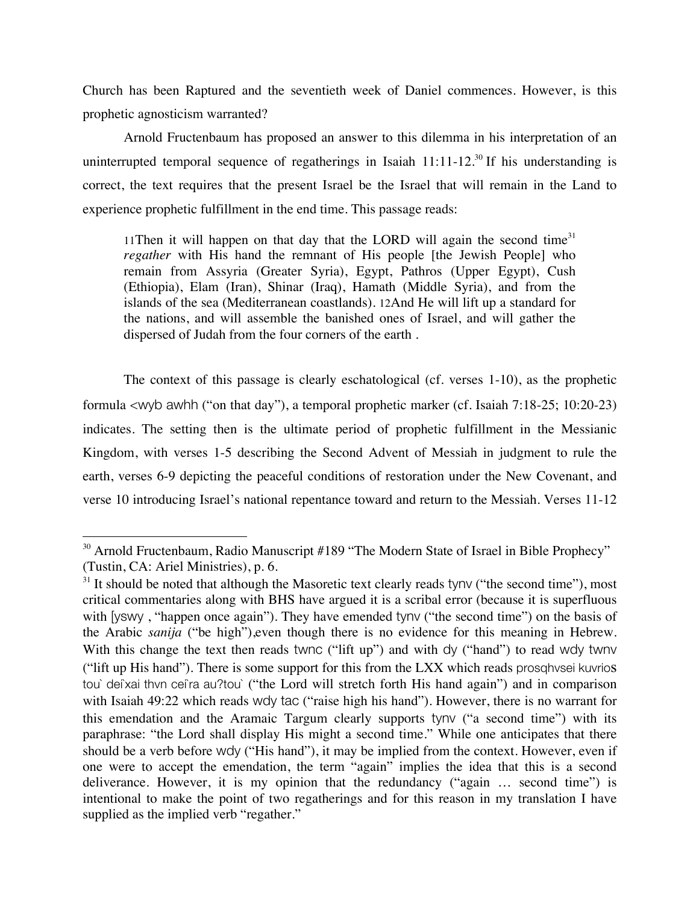Church has been Raptured and the seventieth week of Daniel commences. However, is this prophetic agnosticism warranted?

Arnold Fructenbaum has proposed an answer to this dilemma in his interpretation of an uninterrupted temporal sequence of regatherings in Isaiah 11:11-12.[30] If his understanding is correct, the text requires that the present Israel be the Israel that will remain in the Land to experience prophetic fulfillment in the end time. This passage reads:

> 11Then it will happen on that day that the LORD will again the second time[31] *regather* with His hand the remnant of His people [the Jewish People] who remain from Assyria (Greater Syria), Egypt, Pathros (Upper Egypt), Cush (Ethiopia), Elam (Iran), Shinar (Iraq), Hamath (Middle Syria), and from the islands of the sea (Mediterranean coastlands). 12And He will lift up a standard for the nations, and will assemble the banished ones of Israel, and will gather the dispersed of Judah from the four corners of the earth .

The context of this passage is clearly eschatological (cf. verses 1-10), as the prophetic formula <wyb awhh ("on that day"), a temporal prophetic marker (cf. Isaiah 7:18-25; 10:20-23) indicates. The setting then is the ultimate period of prophetic fulfillment in the Messianic Kingdom, with verses 1-5 describing the Second Advent of Messiah in judgment to rule the earth, verses 6-9 depicting the peaceful conditions of restoration under the New Covenant, and verse 10 introducing Israel's national repentance toward and return to the Messiah. Verses 11-12

---

[30] Arnold Fructenbaum, Radio Manuscript #189 "The Modern State of Israel in Bible Prophecy" (Tustin, CA: Ariel Ministries), p. 6.

[31] It should be noted that although the Masoretic text clearly reads tynv ("the second time"), most critical commentaries along with BHS have argued it is a scribal error (because it is superfluous with [yswy , "happen once again"). They have emended tynv ("the second time") on the basis of the Arabic *sanija* ("be high"),even though there is no evidence for this meaning in Hebrew. With this change the text then reads twnc ("lift up") and with dy ("hand") to read wdy twnv ("lift up His hand"). There is some support for this from the LXX which reads prosqhvsei kuvrios tou` dei`xai thvn cei`ra au?tou` ("the Lord will stretch forth His hand again") and in comparison with Isaiah 49:22 which reads wdy tac ("raise high his hand"). However, there is no warrant for this emendation and the Aramaic Targum clearly supports tynv ("a second time") with its paraphrase: "the Lord shall display His might a second time." While one anticipates that there should be a verb before wdy ("His hand"), it may be implied from the context. However, even if one were to accept the emendation, the term "again" implies the idea that this is a second deliverance. However, it is my opinion that the redundancy ("again … second time") is intentional to make the point of two regatherings and for this reason in my translation I have supplied as the implied verb "regather."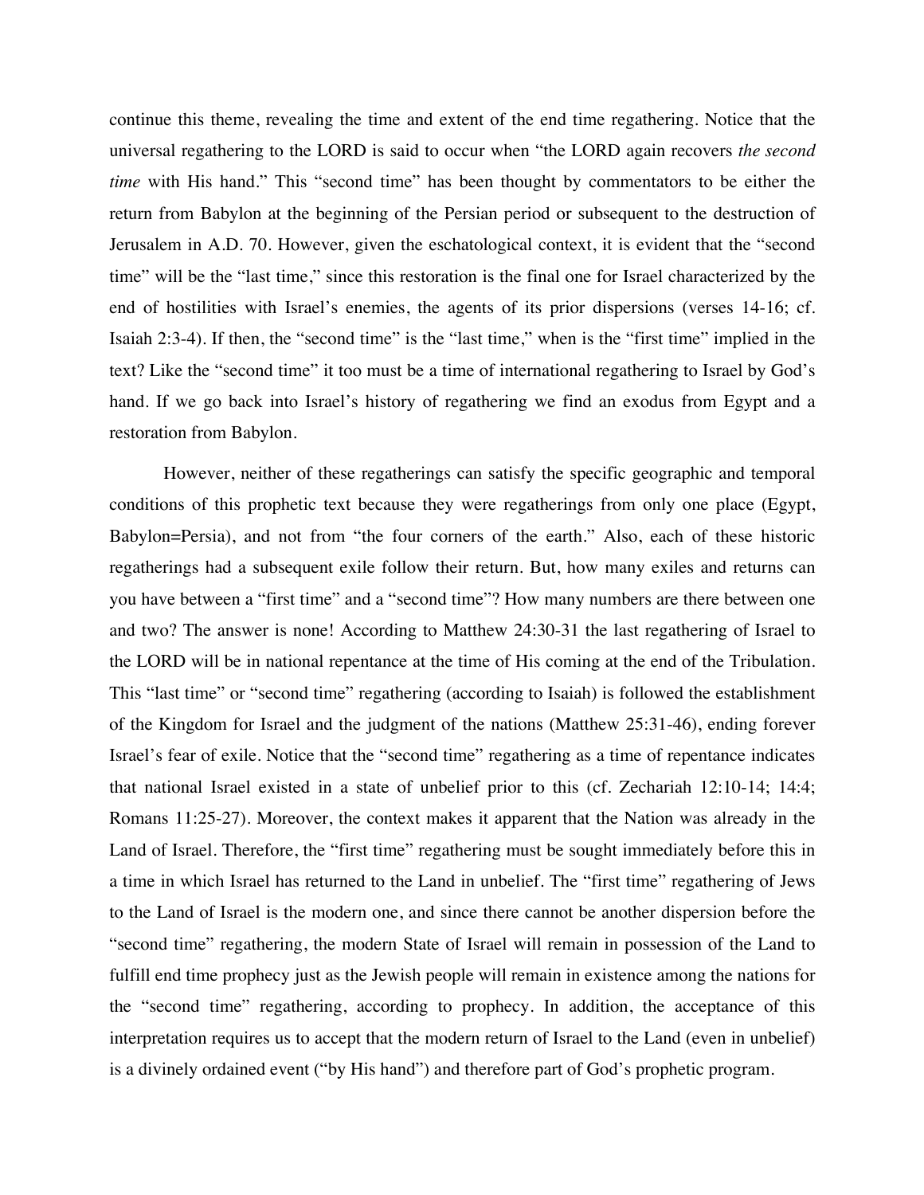continue this theme, revealing the time and extent of the end time regathering. Notice that the universal regathering to the LORD is said to occur when "the LORD again recovers *the second time* with His hand." This "second time" has been thought by commentators to be either the return from Babylon at the beginning of the Persian period or subsequent to the destruction of Jerusalem in A.D. 70. However, given the eschatological context, it is evident that the "second time" will be the "last time," since this restoration is the final one for Israel characterized by the end of hostilities with Israel's enemies, the agents of its prior dispersions (verses 14-16; cf. Isaiah 2:3-4). If then, the "second time" is the "last time," when is the "first time" implied in the text? Like the "second time" it too must be a time of international regathering to Israel by God's hand. If we go back into Israel's history of regathering we find an exodus from Egypt and a restoration from Babylon.

However, neither of these regatherings can satisfy the specific geographic and temporal conditions of this prophetic text because they were regatherings from only one place (Egypt, Babylon=Persia), and not from "the four corners of the earth." Also, each of these historic regatherings had a subsequent exile follow their return. But, how many exiles and returns can you have between a "first time" and a "second time"? How many numbers are there between one and two? The answer is none! According to Matthew 24:30-31 the last regathering of Israel to the LORD will be in national repentance at the time of His coming at the end of the Tribulation. This "last time" or "second time" regathering (according to Isaiah) is followed the establishment of the Kingdom for Israel and the judgment of the nations (Matthew 25:31-46), ending forever Israel's fear of exile. Notice that the "second time" regathering as a time of repentance indicates that national Israel existed in a state of unbelief prior to this (cf. Zechariah 12:10-14; 14:4; Romans 11:25-27). Moreover, the context makes it apparent that the Nation was already in the Land of Israel. Therefore, the "first time" regathering must be sought immediately before this in a time in which Israel has returned to the Land in unbelief. The "first time" regathering of Jews to the Land of Israel is the modern one, and since there cannot be another dispersion before the "second time" regathering, the modern State of Israel will remain in possession of the Land to fulfill end time prophecy just as the Jewish people will remain in existence among the nations for the "second time" regathering, according to prophecy. In addition, the acceptance of this interpretation requires us to accept that the modern return of Israel to the Land (even in unbelief) is a divinely ordained event ("by His hand") and therefore part of God's prophetic program.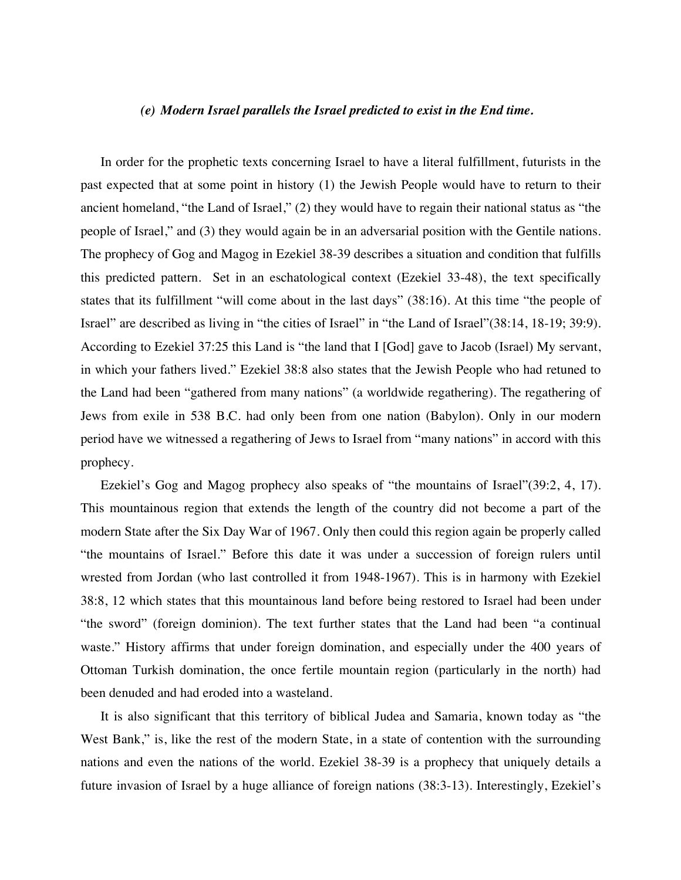***(e) Modern Israel parallels the Israel predicted to exist in the End time.***

In order for the prophetic texts concerning Israel to have a literal fulfillment, futurists in the past expected that at some point in history (1) the Jewish People would have to return to their ancient homeland, "the Land of Israel," (2) they would have to regain their national status as "the people of Israel," and (3) they would again be in an adversarial position with the Gentile nations. The prophecy of Gog and Magog in Ezekiel 38-39 describes a situation and condition that fulfills this predicted pattern. Set in an eschatological context (Ezekiel 33-48), the text specifically states that its fulfillment "will come about in the last days" (38:16). At this time "the people of Israel" are described as living in "the cities of Israel" in "the Land of Israel"(38:14, 18-19; 39:9). According to Ezekiel 37:25 this Land is "the land that I [God] gave to Jacob (Israel) My servant, in which your fathers lived." Ezekiel 38:8 also states that the Jewish People who had retuned to the Land had been "gathered from many nations" (a worldwide regathering). The regathering of Jews from exile in 538 B.C. had only been from one nation (Babylon). Only in our modern period have we witnessed a regathering of Jews to Israel from "many nations" in accord with this prophecy.

Ezekiel's Gog and Magog prophecy also speaks of "the mountains of Israel"(39:2, 4, 17). This mountainous region that extends the length of the country did not become a part of the modern State after the Six Day War of 1967. Only then could this region again be properly called "the mountains of Israel." Before this date it was under a succession of foreign rulers until wrested from Jordan (who last controlled it from 1948-1967). This is in harmony with Ezekiel 38:8, 12 which states that this mountainous land before being restored to Israel had been under "the sword" (foreign dominion). The text further states that the Land had been "a continual waste." History affirms that under foreign domination, and especially under the 400 years of Ottoman Turkish domination, the once fertile mountain region (particularly in the north) had been denuded and had eroded into a wasteland.

It is also significant that this territory of biblical Judea and Samaria, known today as "the West Bank," is, like the rest of the modern State, in a state of contention with the surrounding nations and even the nations of the world. Ezekiel 38-39 is a prophecy that uniquely details a future invasion of Israel by a huge alliance of foreign nations (38:3-13). Interestingly, Ezekiel's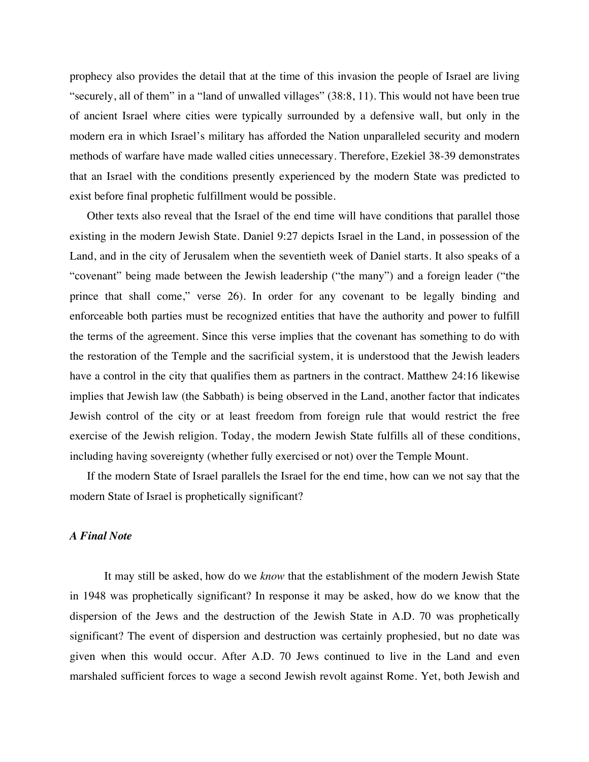prophecy also provides the detail that at the time of this invasion the people of Israel are living "securely, all of them" in a "land of unwalled villages" (38:8, 11). This would not have been true of ancient Israel where cities were typically surrounded by a defensive wall, but only in the modern era in which Israel's military has afforded the Nation unparalleled security and modern methods of warfare have made walled cities unnecessary. Therefore, Ezekiel 38-39 demonstrates that an Israel with the conditions presently experienced by the modern State was predicted to exist before final prophetic fulfillment would be possible.

Other texts also reveal that the Israel of the end time will have conditions that parallel those existing in the modern Jewish State. Daniel 9:27 depicts Israel in the Land, in possession of the Land, and in the city of Jerusalem when the seventieth week of Daniel starts. It also speaks of a "covenant" being made between the Jewish leadership ("the many") and a foreign leader ("the prince that shall come," verse 26). In order for any covenant to be legally binding and enforceable both parties must be recognized entities that have the authority and power to fulfill the terms of the agreement. Since this verse implies that the covenant has something to do with the restoration of the Temple and the sacrificial system, it is understood that the Jewish leaders have a control in the city that qualifies them as partners in the contract. Matthew 24:16 likewise implies that Jewish law (the Sabbath) is being observed in the Land, another factor that indicates Jewish control of the city or at least freedom from foreign rule that would restrict the free exercise of the Jewish religion. Today, the modern Jewish State fulfills all of these conditions, including having sovereignty (whether fully exercised or not) over the Temple Mount.

If the modern State of Israel parallels the Israel for the end time, how can we not say that the modern State of Israel is prophetically significant?

### *A Final Note*

It may still be asked, how do we *know* that the establishment of the modern Jewish State in 1948 was prophetically significant? In response it may be asked, how do we know that the dispersion of the Jews and the destruction of the Jewish State in A.D. 70 was prophetically significant? The event of dispersion and destruction was certainly prophesied, but no date was given when this would occur. After A.D. 70 Jews continued to live in the Land and even marshaled sufficient forces to wage a second Jewish revolt against Rome. Yet, both Jewish and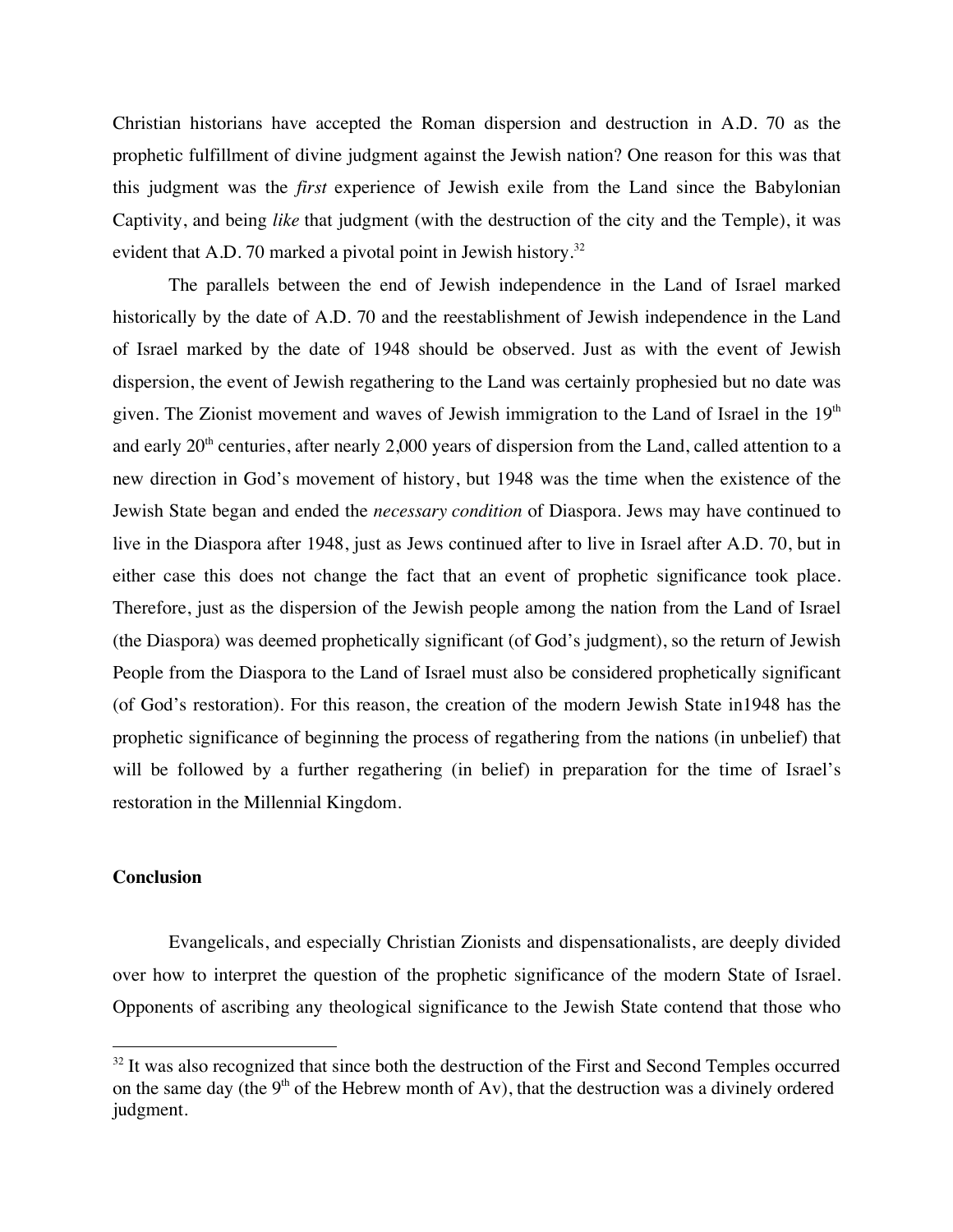Christian historians have accepted the Roman dispersion and destruction in A.D. 70 as the prophetic fulfillment of divine judgment against the Jewish nation? One reason for this was that this judgment was the *first* experience of Jewish exile from the Land since the Babylonian Captivity, and being *like* that judgment (with the destruction of the city and the Temple), it was evident that A.D. 70 marked a pivotal point in Jewish history.[32]

The parallels between the end of Jewish independence in the Land of Israel marked historically by the date of A.D. 70 and the reestablishment of Jewish independence in the Land of Israel marked by the date of 1948 should be observed. Just as with the event of Jewish dispersion, the event of Jewish regathering to the Land was certainly prophesied but no date was given. The Zionist movement and waves of Jewish immigration to the Land of Israel in the 19th and early 20th centuries, after nearly 2,000 years of dispersion from the Land, called attention to a new direction in God's movement of history, but 1948 was the time when the existence of the Jewish State began and ended the *necessary condition* of Diaspora. Jews may have continued to live in the Diaspora after 1948, just as Jews continued after to live in Israel after A.D. 70, but in either case this does not change the fact that an event of prophetic significance took place. Therefore, just as the dispersion of the Jewish people among the nation from the Land of Israel (the Diaspora) was deemed prophetically significant (of God's judgment), so the return of Jewish People from the Diaspora to the Land of Israel must also be considered prophetically significant (of God's restoration). For this reason, the creation of the modern Jewish State in1948 has the prophetic significance of beginning the process of regathering from the nations (in unbelief) that will be followed by a further regathering (in belief) in preparation for the time of Israel's restoration in the Millennial Kingdom.

**Conclusion**

Evangelicals, and especially Christian Zionists and dispensationalists, are deeply divided over how to interpret the question of the prophetic significance of the modern State of Israel. Opponents of ascribing any theological significance to the Jewish State contend that those who

---

[32] It was also recognized that since both the destruction of the First and Second Temples occurred on the same day (the 9th of the Hebrew month of Av), that the destruction was a divinely ordered judgment.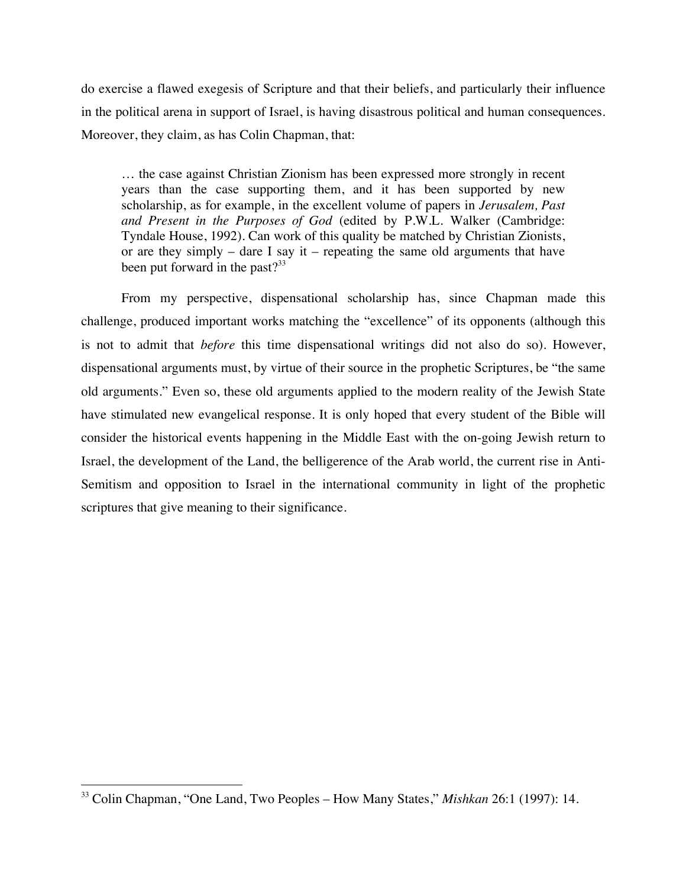do exercise a flawed exegesis of Scripture and that their beliefs, and particularly their influence in the political arena in support of Israel, is having disastrous political and human consequences. Moreover, they claim, as has Colin Chapman, that:

> … the case against Christian Zionism has been expressed more strongly in recent years than the case supporting them, and it has been supported by new scholarship, as for example, in the excellent volume of papers in *Jerusalem, Past and Present in the Purposes of God* (edited by P.W.L. Walker (Cambridge: Tyndale House, 1992). Can work of this quality be matched by Christian Zionists, or are they simply – dare I say it – repeating the same old arguments that have been put forward in the past?[33]

From my perspective, dispensational scholarship has, since Chapman made this challenge, produced important works matching the "excellence" of its opponents (although this is not to admit that *before* this time dispensational writings did not also do so). However, dispensational arguments must, by virtue of their source in the prophetic Scriptures, be "the same old arguments." Even so, these old arguments applied to the modern reality of the Jewish State have stimulated new evangelical response. It is only hoped that every student of the Bible will consider the historical events happening in the Middle East with the on-going Jewish return to Israel, the development of the Land, the belligerence of the Arab world, the current rise in Anti-Semitism and opposition to Israel in the international community in light of the prophetic scriptures that give meaning to their significance.

---

[33] Colin Chapman, "One Land, Two Peoples – How Many States," *Mishkan* 26:1 (1997): 14.